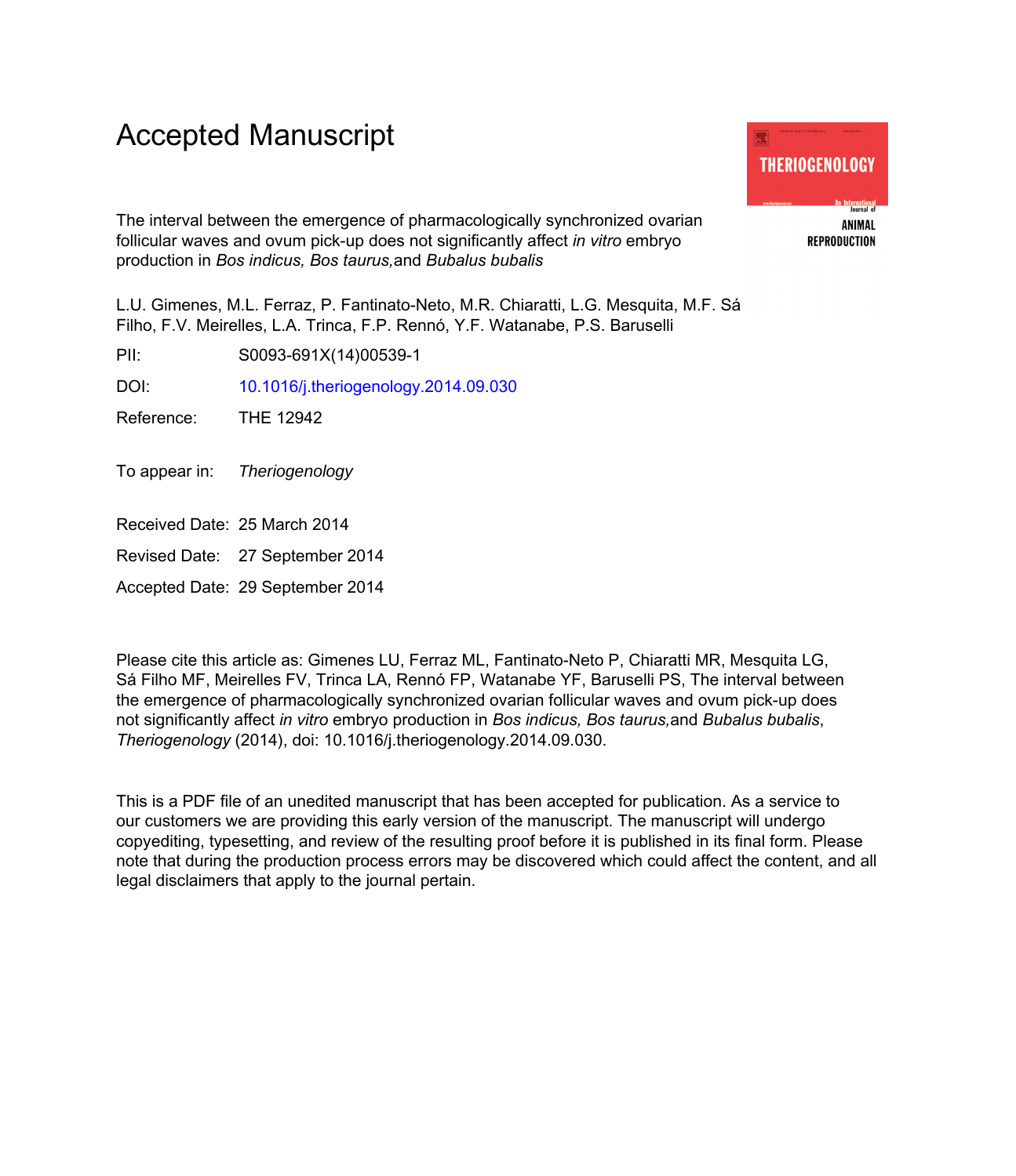# Accepted Manuscript

The interval between the emergence of pharmacologically synchronized ovarian follicular waves and ovum pick-up does not significantly affect *in vitro* embryo production in *Bos indicus, Bos taurus,*and *Bubalus bubalis*

L.U. Gimenes, M.L. Ferraz, P. Fantinato-Neto, M.R. Chiaratti, L.G. Mesquita, M.F. Sá Filho, F.V. Meirelles, L.A. Trinca, F.P. Rennó, Y.F. Watanabe, P.S. Baruselli

PII: S0093-691X(14)00539-1

DOI: 10.1016/j.theriogenology.2014.09.030

Reference: THE 12942

To appear in: *Theriogenology*

Received Date: 25 March 2014

Revised Date: 27 September 2014

Accepted Date: 29 September 2014

Please cite this article as: Gimenes LU, Ferraz ML, Fantinato-Neto P, Chiaratti MR, Mesquita LG, Sá Filho MF, Meirelles FV, Trinca LA, Rennó FP, Watanabe YF, Baruselli PS, The interval between the emergence of pharmacologically synchronized ovarian follicular waves and ovum pick-up does not significantly affect *in vitro* embryo production in *Bos indicus, Bos taurus,*and *Bubalus bubalis*, *Theriogenology* (2014), doi: 10.1016/j.theriogenology.2014.09.030.

This is a PDF file of an unedited manuscript that has been accepted for publication. As a service to our customers we are providing this early version of the manuscript. The manuscript will undergo copyediting, typesetting, and review of the resulting proof before it is published in its final form. Please note that during the production process errors may be discovered which could affect the content, and all legal disclaimers that apply to the journal pertain.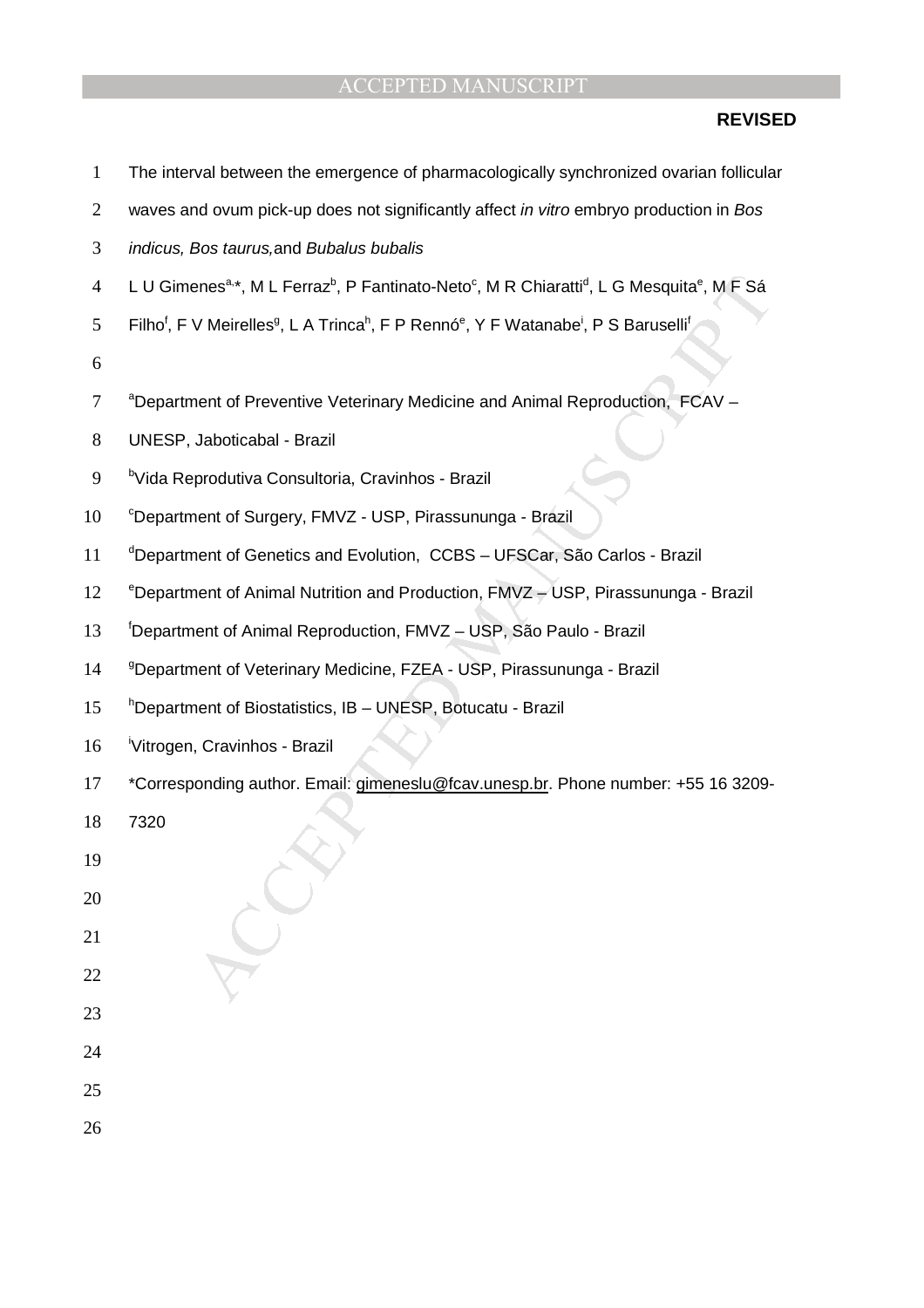**REVISED**

# The interval between the emergence of pharmacologically synchronized ovarian follicular waves and ovum pick-up does not significantly affect *in vitro* embryo production in *Bos indicus, Bos taurus,* and *Bubalus bubalis*

L U Gimenes[a,*], M L Ferraz[b], P Fantinato-Neto[c], M R Chiaratti[d], L G Mesquita[e], M F Sá Filho[f], F V Meirelles[g], L A Trinca[h], F P Rennó[e], Y F Watanabe[i], P S Baruselli[f]

[a]Department of Preventive Veterinary Medicine and Animal Reproduction, FCAV – UNESP, Jaboticabal - Brazil

[b]Vida Reprodutiva Consultoria, Cravinhos - Brazil

[c]Department of Surgery, FMVZ - USP, Pirassununga - Brazil

[d]Department of Genetics and Evolution, CCBS – UFSCar, São Carlos - Brazil

[e]Department of Animal Nutrition and Production, FMVZ – USP, Pirassununga - Brazil

[f]Department of Animal Reproduction, FMVZ – USP, São Paulo - Brazil

[g]Department of Veterinary Medicine, FZEA - USP, Pirassununga - Brazil

[h]Department of Biostatistics, IB – UNESP, Botucatu - Brazil

[i]Vitrogen, Cravinhos - Brazil

*Corresponding author. Email: gimeneslu@fcav.unesp.br. Phone number: +55 16 3209-7320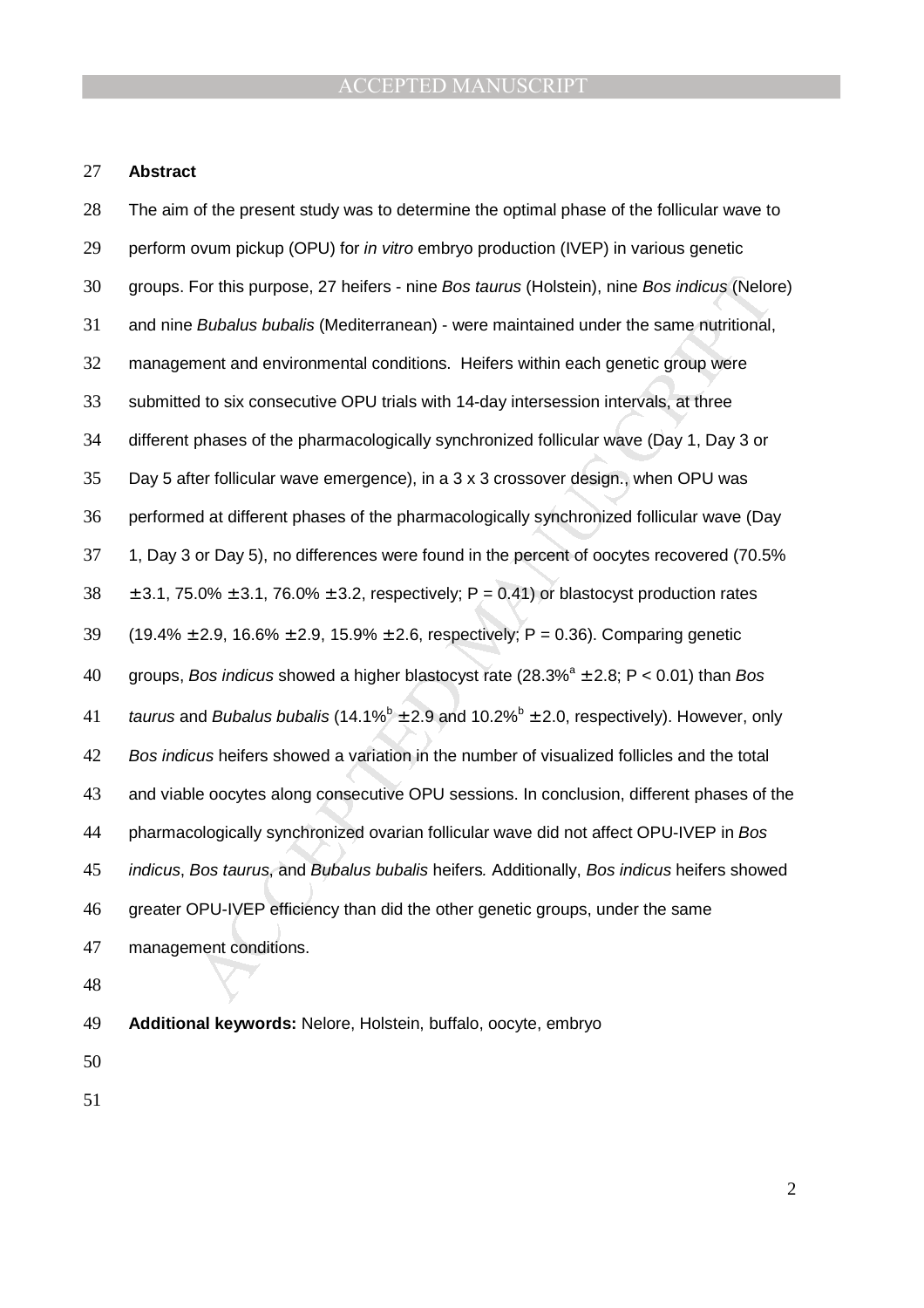**Abstract**

The aim of the present study was to determine the optimal phase of the follicular wave to perform ovum pickup (OPU) for *in vitro* embryo production (IVEP) in various genetic groups. For this purpose, 27 heifers - nine *Bos taurus* (Holstein), nine *Bos indicus* (Nelore) and nine *Bubalus bubalis* (Mediterranean) - were maintained under the same nutritional, management and environmental conditions. Heifers within each genetic group were submitted to six consecutive OPU trials with 14-day intersession intervals, at three different phases of the pharmacologically synchronized follicular wave (Day 1, Day 3 or Day 5 after follicular wave emergence), in a 3 x 3 crossover design., when OPU was performed at different phases of the pharmacologically synchronized follicular wave (Day 1, Day 3 or Day 5), no differences were found in the percent of oocytes recovered (70.5% ± 3.1, 75.0% ± 3.1, 76.0% ± 3.2, respectively; P = 0.41) or blastocyst production rates (19.4% ± 2.9, 16.6% ± 2.9, 15.9% ± 2.6, respectively; P = 0.36). Comparing genetic groups, *Bos indicus* showed a higher blastocyst rate (28.3%[a] ± 2.8; P < 0.01) than *Bos taurus* and *Bubalus bubalis* (14.1%[b] ± 2.9 and 10.2%[b] ± 2.0, respectively). However, only *Bos indicus* heifers showed a variation in the number of visualized follicles and the total and viable oocytes along consecutive OPU sessions. In conclusion, different phases of the pharmacologically synchronized ovarian follicular wave did not affect OPU-IVEP in *Bos indicus*, *Bos taurus*, and *Bubalus bubalis* heifers*.* Additionally, *Bos indicus* heifers showed greater OPU-IVEP efficiency than did the other genetic groups, under the same management conditions.

**Additional keywords:** Nelore, Holstein, buffalo, oocyte, embryo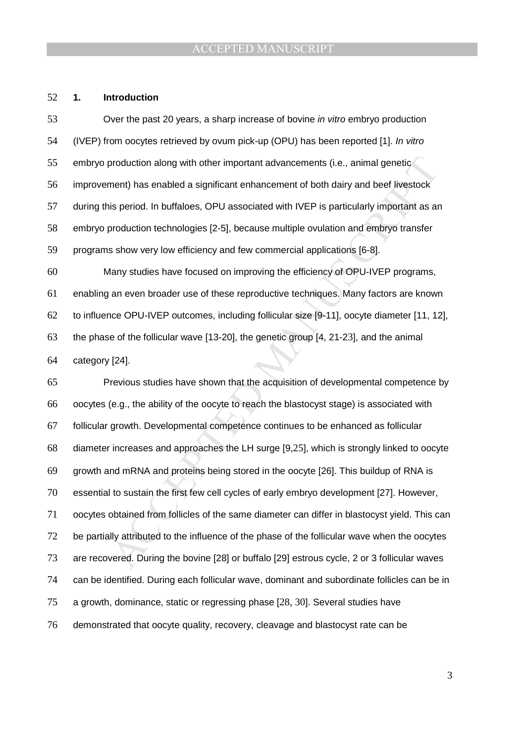## 1. Introduction

Over the past 20 years, a sharp increase of bovine *in vitro* embryo production (IVEP) from oocytes retrieved by ovum pick-up (OPU) has been reported [1]. *In vitro* embryo production along with other important advancements (i.e., animal genetic improvement) has enabled a significant enhancement of both dairy and beef livestock during this period. In buffaloes, OPU associated with IVEP is particularly important as an embryo production technologies [2-5], because multiple ovulation and embryo transfer programs show very low efficiency and few commercial applications [6-8].

Many studies have focused on improving the efficiency of OPU-IVEP programs, enabling an even broader use of these reproductive techniques. Many factors are known to influence OPU-IVEP outcomes, including follicular size [9-11], oocyte diameter [11, 12], the phase of the follicular wave [13-20], the genetic group [4, 21-23], and the animal category [24].

Previous studies have shown that the acquisition of developmental competence by oocytes (e.g., the ability of the oocyte to reach the blastocyst stage) is associated with follicular growth. Developmental competence continues to be enhanced as follicular diameter increases and approaches the LH surge [9,25], which is strongly linked to oocyte growth and mRNA and proteins being stored in the oocyte [26]. This buildup of RNA is essential to sustain the first few cell cycles of early embryo development [27]. However, oocytes obtained from follicles of the same diameter can differ in blastocyst yield. This can be partially attributed to the influence of the phase of the follicular wave when the oocytes are recovered. During the bovine [28] or buffalo [29] estrous cycle, 2 or 3 follicular waves can be identified. During each follicular wave, dominant and subordinate follicles can be in a growth, dominance, static or regressing phase [28, 30]. Several studies have demonstrated that oocyte quality, recovery, cleavage and blastocyst rate can be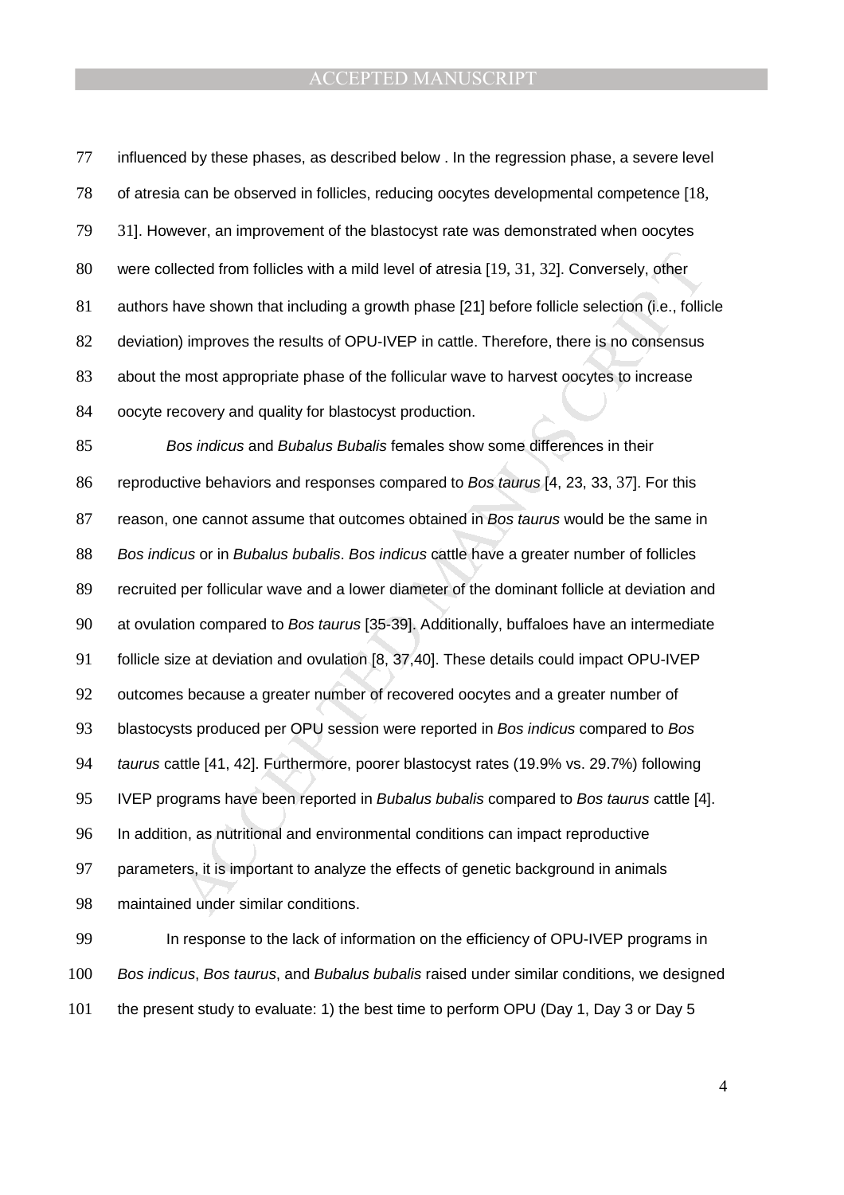influenced by these phases, as described below . In the regression phase, a severe level of atresia can be observed in follicles, reducing oocytes developmental competence [18, 31]. However, an improvement of the blastocyst rate was demonstrated when oocytes were collected from follicles with a mild level of atresia [19, 31, 32]. Conversely, other authors have shown that including a growth phase [21] before follicle selection (i.e., follicle deviation) improves the results of OPU-IVEP in cattle. Therefore, there is no consensus about the most appropriate phase of the follicular wave to harvest oocytes to increase oocyte recovery and quality for blastocyst production.

*Bos indicus* and *Bubalus Bubalis* females show some differences in their reproductive behaviors and responses compared to *Bos taurus* [4, 23, 33, 37]. For this reason, one cannot assume that outcomes obtained in *Bos taurus* would be the same in *Bos indicus* or in *Bubalus bubalis*. *Bos indicus* cattle have a greater number of follicles recruited per follicular wave and a lower diameter of the dominant follicle at deviation and at ovulation compared to *Bos taurus* [35-39]. Additionally, buffaloes have an intermediate follicle size at deviation and ovulation [8, 37,40]. These details could impact OPU-IVEP outcomes because a greater number of recovered oocytes and a greater number of blastocysts produced per OPU session were reported in *Bos indicus* compared to *Bos taurus* cattle [41, 42]. Furthermore, poorer blastocyst rates (19.9% vs. 29.7%) following IVEP programs have been reported in *Bubalus bubalis* compared to *Bos taurus* cattle [4]. In addition, as nutritional and environmental conditions can impact reproductive parameters, it is important to analyze the effects of genetic background in animals maintained under similar conditions.

In response to the lack of information on the efficiency of OPU-IVEP programs in *Bos indicus*, *Bos taurus*, and *Bubalus bubalis* raised under similar conditions, we designed the present study to evaluate: 1) the best time to perform OPU (Day 1, Day 3 or Day 5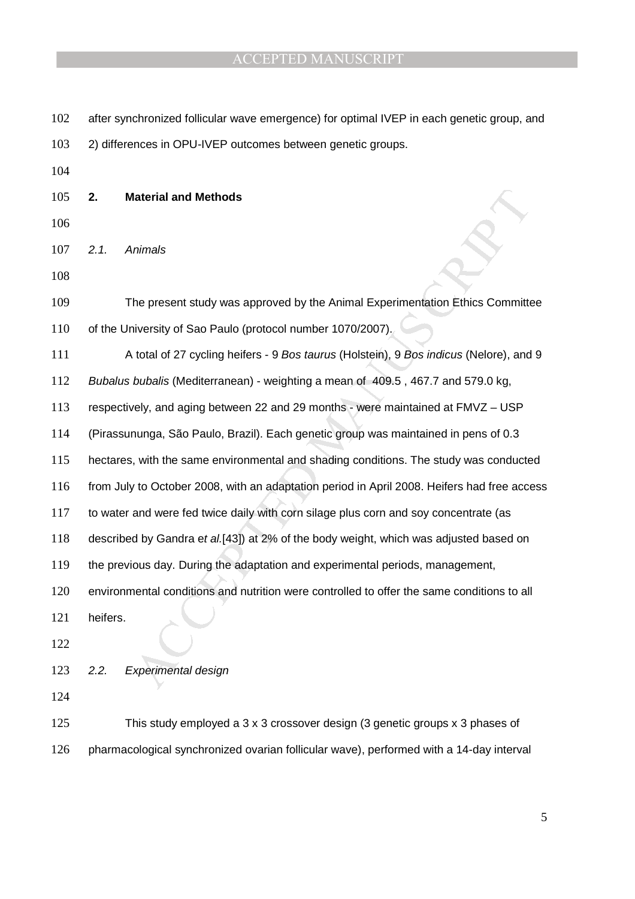after synchronized follicular wave emergence) for optimal IVEP in each genetic group, and 2) differences in OPU-IVEP outcomes between genetic groups.

## 2. Material and Methods

### *2.1. Animals*

The present study was approved by the Animal Experimentation Ethics Committee of the University of Sao Paulo (protocol number 1070/2007).

A total of 27 cycling heifers - 9 *Bos taurus* (Holstein), 9 *Bos indicus* (Nelore), and 9 *Bubalus bubalis* (Mediterranean) - weighting a mean of 409.5 , 467.7 and 579.0 kg, respectively, and aging between 22 and 29 months - were maintained at FMVZ – USP (Pirassununga, São Paulo, Brazil). Each genetic group was maintained in pens of 0.3 hectares, with the same environmental and shading conditions. The study was conducted from July to October 2008, with an adaptation period in April 2008. Heifers had free access to water and were fed twice daily with corn silage plus corn and soy concentrate (as described by Gandra e*t al.*[43]) at 2% of the body weight, which was adjusted based on the previous day. During the adaptation and experimental periods, management, environmental conditions and nutrition were controlled to offer the same conditions to all heifers.

### *2.2. Experimental design*

This study employed a 3 x 3 crossover design (3 genetic groups x 3 phases of pharmacological synchronized ovarian follicular wave), performed with a 14-day interval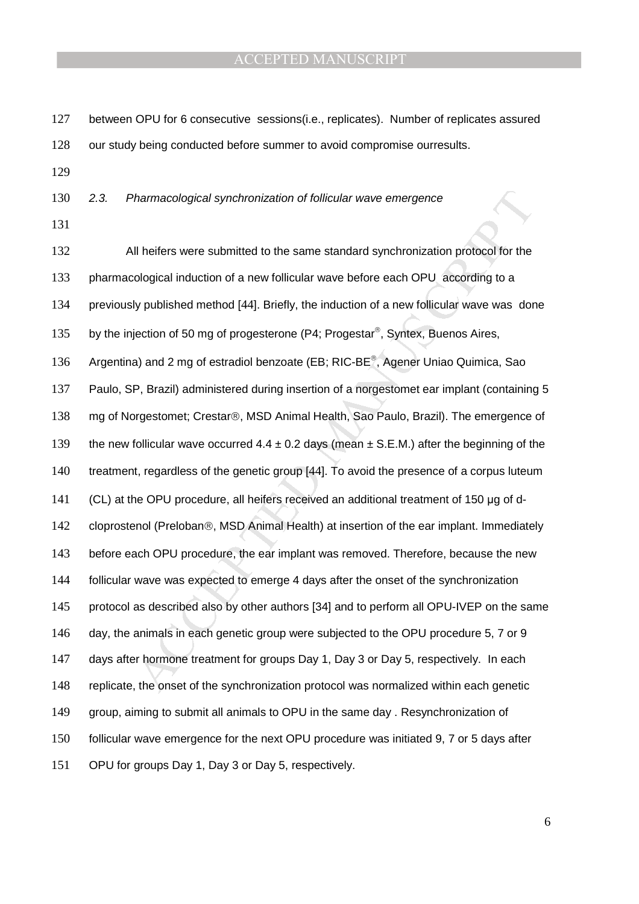between OPU for 6 consecutive sessions(i.e., replicates). Number of replicates assured our study being conducted before summer to avoid compromise ourresults.

### *2.3. Pharmacological synchronization of follicular wave emergence*

All heifers were submitted to the same standard synchronization protocol for the pharmacological induction of a new follicular wave before each OPU according to a previously published method [44]. Briefly, the induction of a new follicular wave was done by the injection of 50 mg of progesterone (P4; Progestar®, Syntex, Buenos Aires, Argentina) and 2 mg of estradiol benzoate (EB; RIC-BE®, Agener Uniao Quimica, Sao Paulo, SP, Brazil) administered during insertion of a norgestomet ear implant (containing 5 mg of Norgestomet; Crestar®, MSD Animal Health, Sao Paulo, Brazil). The emergence of the new follicular wave occurred 4.4 ± 0.2 days (mean ± S.E.M.) after the beginning of the treatment, regardless of the genetic group [44]. To avoid the presence of a corpus luteum (CL) at the OPU procedure, all heifers received an additional treatment of 150 µg of d-cloprostenol (Preloban®, MSD Animal Health) at insertion of the ear implant. Immediately before each OPU procedure, the ear implant was removed. Therefore, because the new follicular wave was expected to emerge 4 days after the onset of the synchronization protocol as described also by other authors [34] and to perform all OPU-IVEP on the same day, the animals in each genetic group were subjected to the OPU procedure 5, 7 or 9 days after hormone treatment for groups Day 1, Day 3 or Day 5, respectively. In each replicate, the onset of the synchronization protocol was normalized within each genetic group, aiming to submit all animals to OPU in the same day . Resynchronization of follicular wave emergence for the next OPU procedure was initiated 9, 7 or 5 days after OPU for groups Day 1, Day 3 or Day 5, respectively.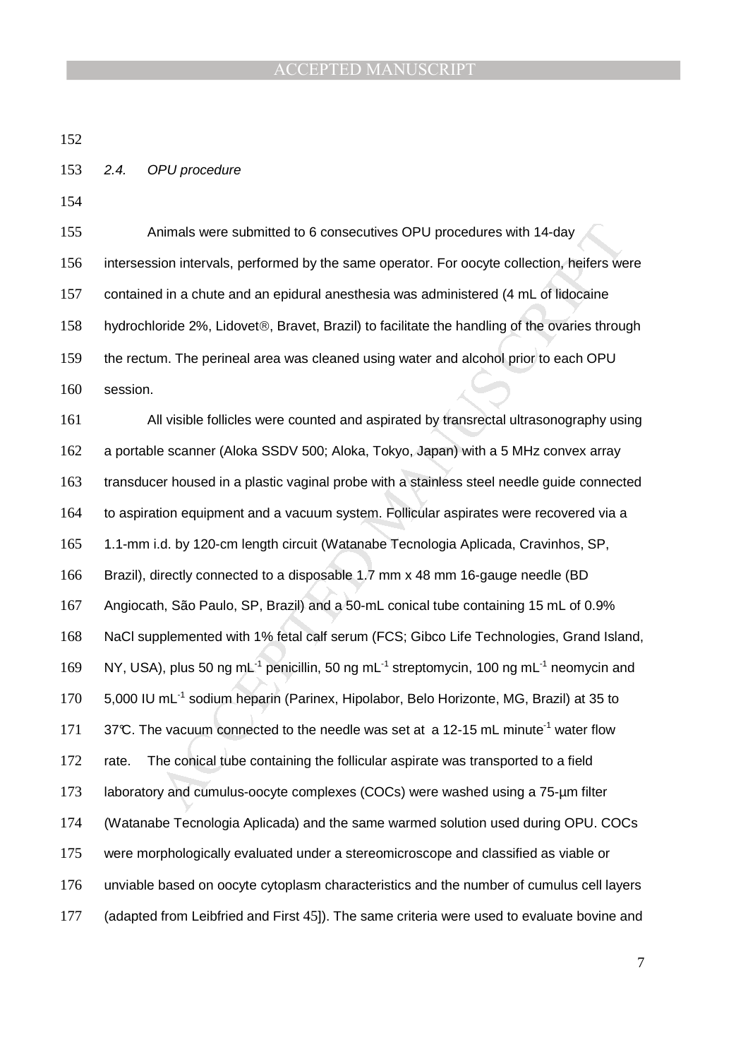### *2.4. OPU procedure*

Animals were submitted to 6 consecutives OPU procedures with 14-day intersession intervals, performed by the same operator. For oocyte collection, heifers were contained in a chute and an epidural anesthesia was administered (4 mL of lidocaine hydrochloride 2%, Lidovet®, Bravet, Brazil) to facilitate the handling of the ovaries through the rectum. The perineal area was cleaned using water and alcohol prior to each OPU session.

All visible follicles were counted and aspirated by transrectal ultrasonography using a portable scanner (Aloka SSDV 500; Aloka, Tokyo, Japan) with a 5 MHz convex array transducer housed in a plastic vaginal probe with a stainless steel needle guide connected to aspiration equipment and a vacuum system. Follicular aspirates were recovered via a 1.1-mm i.d. by 120-cm length circuit (Watanabe Tecnologia Aplicada, Cravinhos, SP, Brazil), directly connected to a disposable 1.7 mm x 48 mm 16-gauge needle (BD Angiocath, São Paulo, SP, Brazil) and a 50-mL conical tube containing 15 mL of 0.9% NaCl supplemented with 1% fetal calf serum (FCS; Gibco Life Technologies, Grand Island, NY, USA), plus 50 ng $mL^{-1}$ penicillin, 50 ng $mL^{-1}$ streptomycin, 100 ng $mL^{-1}$ neomycin and 5,000 IU $mL^{-1}$ sodium heparin (Parinex, Hipolabor, Belo Horizonte, MG, Brazil) at 35 to 37℃. The vacuum connected to the needle was set at a 12-15 mL $minute^{-1}$ water flow rate. The conical tube containing the follicular aspirate was transported to a field laboratory and cumulus-oocyte complexes (COCs) were washed using a 75-µm filter (Watanabe Tecnologia Aplicada) and the same warmed solution used during OPU. COCs were morphologically evaluated under a stereomicroscope and classified as viable or unviable based on oocyte cytoplasm characteristics and the number of cumulus cell layers (adapted from Leibfried and First 45]). The same criteria were used to evaluate bovine and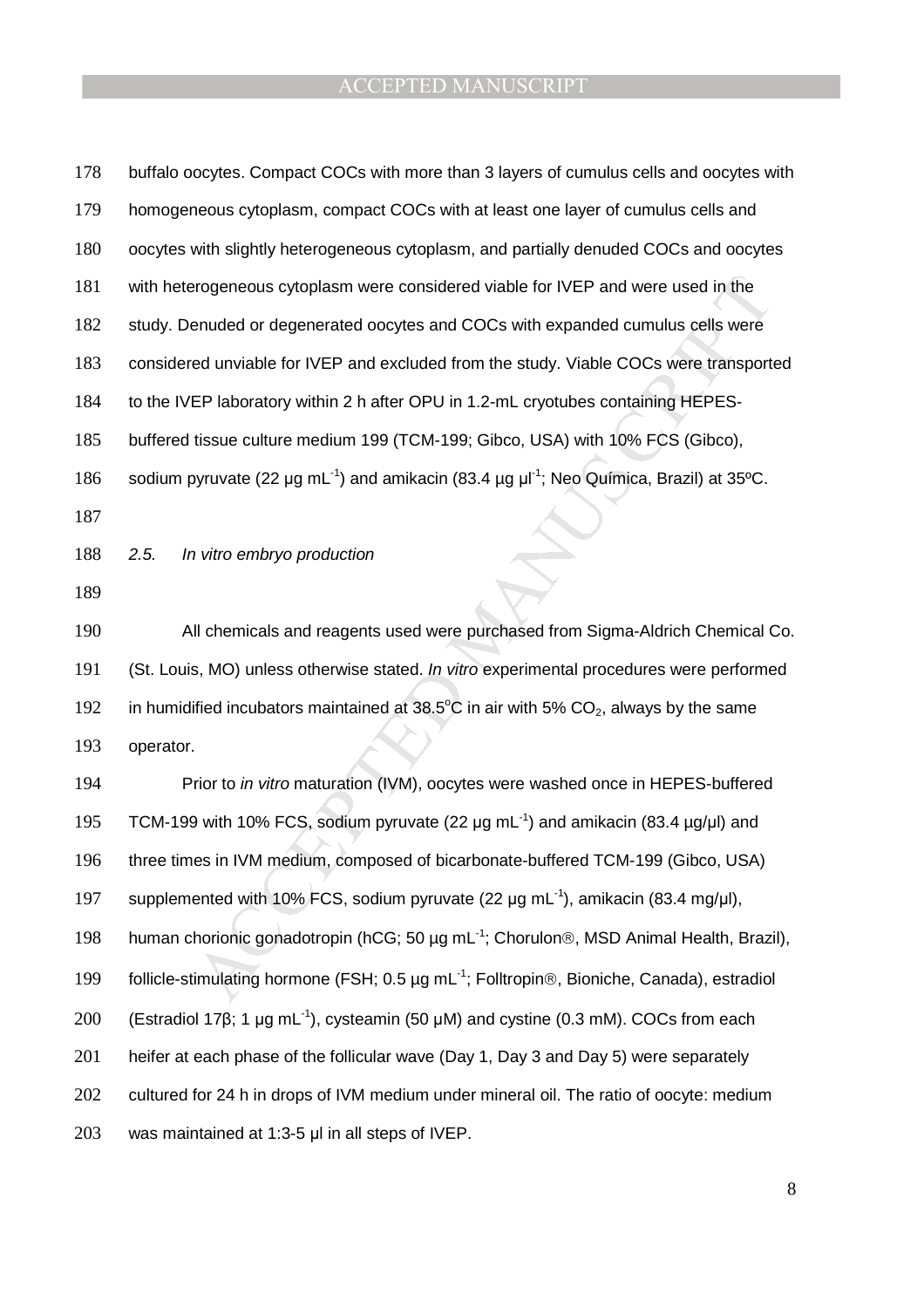buffalo oocytes. Compact COCs with more than 3 layers of cumulus cells and oocytes with homogeneous cytoplasm, compact COCs with at least one layer of cumulus cells and oocytes with slightly heterogeneous cytoplasm, and partially denuded COCs and oocytes with heterogeneous cytoplasm were considered viable for IVEP and were used in the study. Denuded or degenerated oocytes and COCs with expanded cumulus cells were considered unviable for IVEP and excluded from the study. Viable COCs were transported to the IVEP laboratory within 2 h after OPU in 1.2-mL cryotubes containing HEPES-buffered tissue culture medium 199 (TCM-199; Gibco, USA) with 10% FCS (Gibco), sodium pyruvate (22 µg $mL^{-1}$) and amikacin (83.4 µg $\mu l^{-1}$; Neo Química, Brazil) at 35ºC.

*2.5. In vitro embryo production*

All chemicals and reagents used were purchased from Sigma-Aldrich Chemical Co. (St. Louis, MO) unless otherwise stated. *In vitro* experimental procedures were performed in humidified incubators maintained at 38.5°C in air with 5% $CO_2$, always by the same operator.

Prior to *in vitro* maturation (IVM), oocytes were washed once in HEPES-buffered TCM-199 with 10% FCS, sodium pyruvate (22 µg $mL^{-1}$) and amikacin (83.4 µg/µl) and three times in IVM medium, composed of bicarbonate-buffered TCM-199 (Gibco, USA) supplemented with 10% FCS, sodium pyruvate (22 µg $mL^{-1}$), amikacin (83.4 mg/µl), human chorionic gonadotropin (hCG; 50 µg $mL^{-1}$; Chorulon®, MSD Animal Health, Brazil), follicle-stimulating hormone (FSH; 0.5 µg $mL^{-1}$; Folltropin®, Bioniche, Canada), estradiol (Estradiol 17β; 1 µg $mL^{-1}$), cysteamin (50 µM) and cystine (0.3 mM). COCs from each heifer at each phase of the follicular wave (Day 1, Day 3 and Day 5) were separately cultured for 24 h in drops of IVM medium under mineral oil. The ratio of oocyte: medium was maintained at 1:3-5 µl in all steps of IVEP.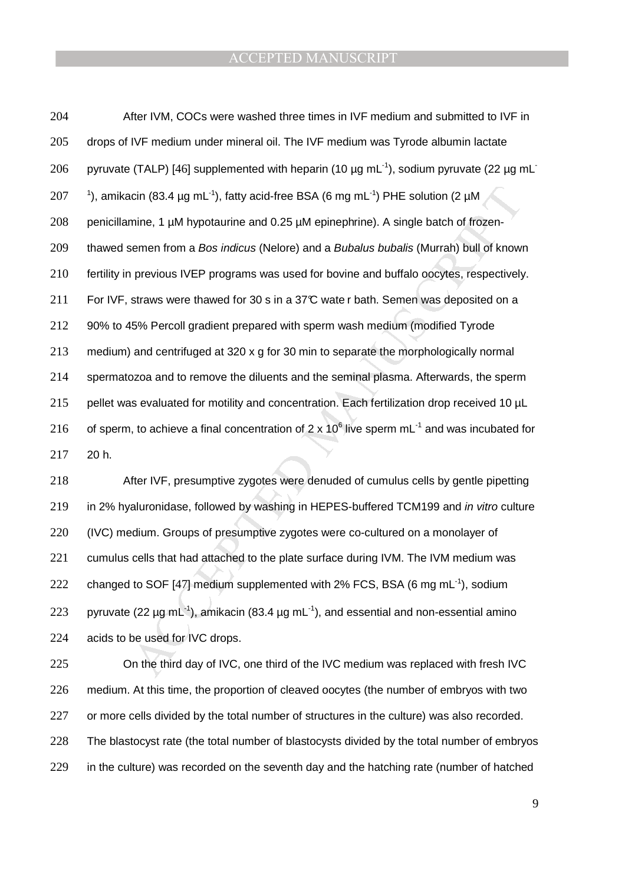After IVM, COCs were washed three times in IVF medium and submitted to IVF in drops of IVF medium under mineral oil. The IVF medium was Tyrode albumin lactate pyruvate (TALP) [46] supplemented with heparin (10 µg $mL^{-1}$), sodium pyruvate (22 µg $mL^{-1}$), amikacin (83.4 µg $mL^{-1}$), fatty acid-free BSA (6 mg $mL^{-1}$) PHE solution (2 µM penicillamine, 1 µM hypotaurine and 0.25 µM epinephrine). A single batch of frozen-thawed semen from a *Bos indicus* (Nelore) and a *Bubalus bubalis* (Murrah) bull of known fertility in previous IVEP programs was used for bovine and buffalo oocytes, respectively. For IVF, straws were thawed for 30 s in a 37°C water bath. Semen was deposited on a 90% to 45% Percoll gradient prepared with sperm wash medium (modified Tyrode medium) and centrifuged at 320 x g for 30 min to separate the morphologically normal spermatozoa and to remove the diluents and the seminal plasma. Afterwards, the sperm pellet was evaluated for motility and concentration. Each fertilization drop received 10 µL of sperm, to achieve a final concentration of $2 \times 10^6$ live sperm $mL^{-1}$ and was incubated for 20 h.

After IVF, presumptive zygotes were denuded of cumulus cells by gentle pipetting in 2% hyaluronidase, followed by washing in HEPES-buffered TCM199 and *in vitro* culture (IVC) medium. Groups of presumptive zygotes were co-cultured on a monolayer of cumulus cells that had attached to the plate surface during IVM. The IVM medium was changed to SOF [47] medium supplemented with 2% FCS, BSA (6 mg $mL^{-1}$), sodium pyruvate (22 µg $mL^{-1}$), amikacin (83.4 µg $mL^{-1}$), and essential and non-essential amino acids to be used for IVC drops.

On the third day of IVC, one third of the IVC medium was replaced with fresh IVC medium. At this time, the proportion of cleaved oocytes (the number of embryos with two or more cells divided by the total number of structures in the culture) was also recorded. The blastocyst rate (the total number of blastocysts divided by the total number of embryos in the culture) was recorded on the seventh day and the hatching rate (number of hatched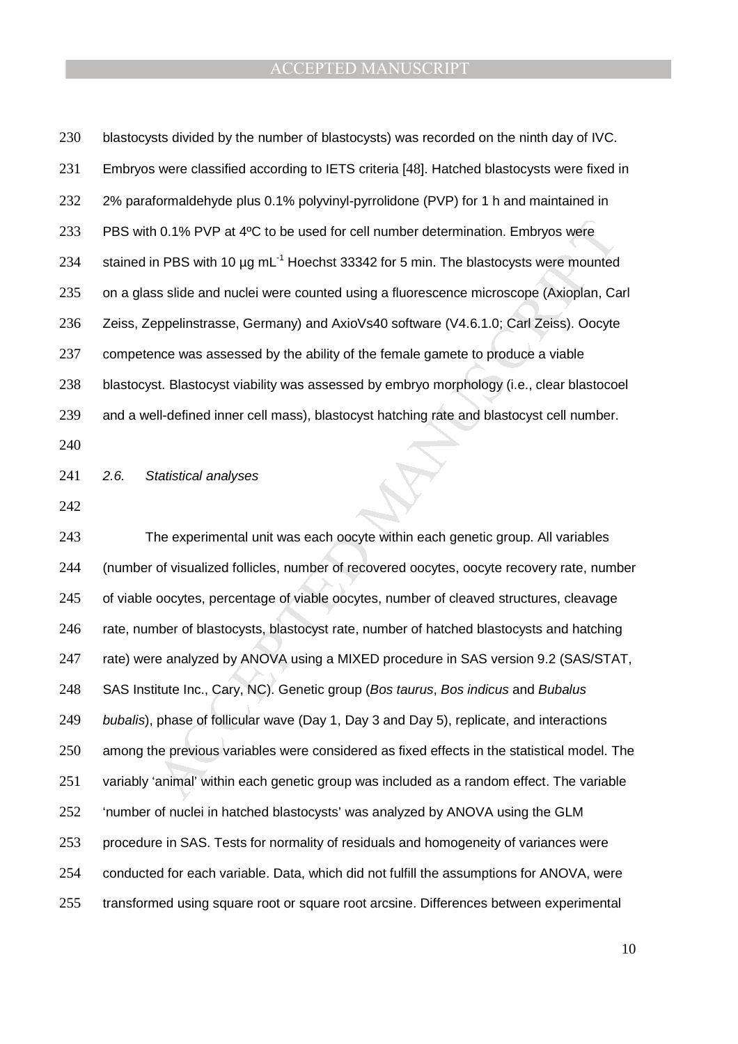blastocysts divided by the number of blastocysts) was recorded on the ninth day of IVC. Embryos were classified according to IETS criteria [48]. Hatched blastocysts were fixed in 2% paraformaldehyde plus 0.1% polyvinyl-pyrrolidone (PVP) for 1 h and maintained in PBS with 0.1% PVP at 4ºC to be used for cell number determination. Embryos were stained in PBS with 10 µg $mL^{-1}$ Hoechst 33342 for 5 min. The blastocysts were mounted on a glass slide and nuclei were counted using a fluorescence microscope (Axioplan, Carl Zeiss, Zeppelinstrasse, Germany) and AxioVs40 software (V4.6.1.0; Carl Zeiss). Oocyte competence was assessed by the ability of the female gamete to produce a viable blastocyst. Blastocyst viability was assessed by embryo morphology (i.e., clear blastocoel and a well-defined inner cell mass), blastocyst hatching rate and blastocyst cell number.

*2.6. Statistical analyses*

The experimental unit was each oocyte within each genetic group. All variables (number of visualized follicles, number of recovered oocytes, oocyte recovery rate, number of viable oocytes, percentage of viable oocytes, number of cleaved structures, cleavage rate, number of blastocysts, blastocyst rate, number of hatched blastocysts and hatching rate) were analyzed by ANOVA using a MIXED procedure in SAS version 9.2 (SAS/STAT, SAS Institute Inc., Cary, NC). Genetic group (*Bos taurus*, *Bos indicus* and *Bubalus bubalis*), phase of follicular wave (Day 1, Day 3 and Day 5), replicate, and interactions among the previous variables were considered as fixed effects in the statistical model. The variably 'animal' within each genetic group was included as a random effect. The variable 'number of nuclei in hatched blastocysts' was analyzed by ANOVA using the GLM procedure in SAS. Tests for normality of residuals and homogeneity of variances were conducted for each variable. Data, which did not fulfill the assumptions for ANOVA, were transformed using square root or square root arcsine. Differences between experimental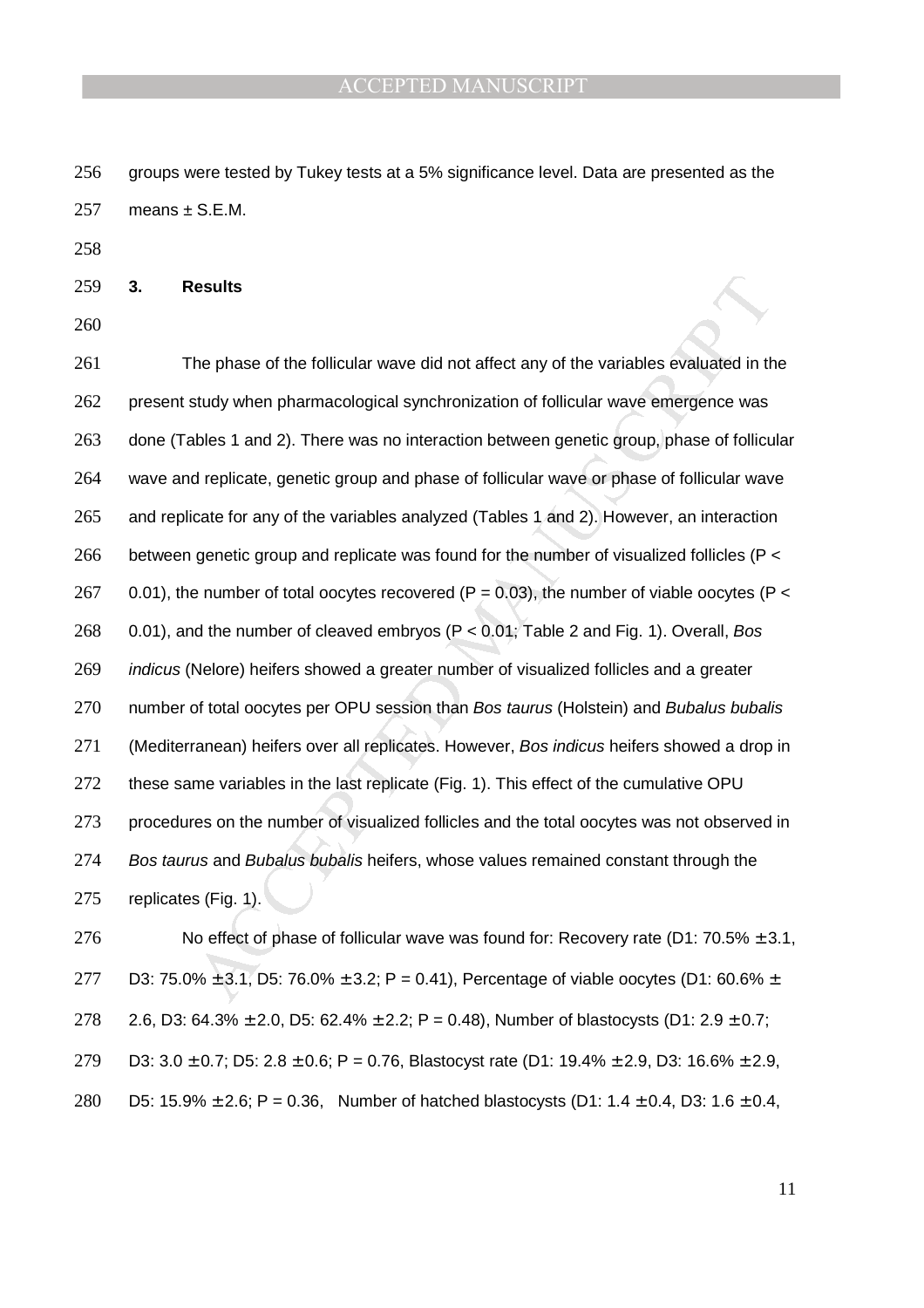groups were tested by Tukey tests at a 5% significance level. Data are presented as the means ± S.E.M.

## 3. Results

The phase of the follicular wave did not affect any of the variables evaluated in the present study when pharmacological synchronization of follicular wave emergence was done (Tables 1 and 2). There was no interaction between genetic group, phase of follicular wave and replicate, genetic group and phase of follicular wave or phase of follicular wave and replicate for any of the variables analyzed (Tables 1 and 2). However, an interaction between genetic group and replicate was found for the number of visualized follicles ($P < 0.01$), the number of total oocytes recovered ($P = 0.03$), the number of viable oocytes ($P < 0.01$), and the number of cleaved embryos ($P < 0.01$; Table 2 and Fig. 1). Overall, *Bos indicus* (Nelore) heifers showed a greater number of visualized follicles and a greater number of total oocytes per OPU session than *Bos taurus* (Holstein) and *Bubalus bubalis* (Mediterranean) heifers over all replicates. However, *Bos indicus* heifers showed a drop in these same variables in the last replicate (Fig. 1). This effect of the cumulative OPU procedures on the number of visualized follicles and the total oocytes was not observed in *Bos taurus* and *Bubalus bubalis* heifers, whose values remained constant through the replicates (Fig. 1).

No effect of phase of follicular wave was found for: Recovery rate (D1: 70.5% ± 3.1, D3: 75.0% ± 3.1, D5: 76.0% ± 3.2; $P = 0.41$), Percentage of viable oocytes (D1: 60.6% ± 2.6, D3: 64.3% ± 2.0, D5: 62.4% ± 2.2; $P = 0.48$), Number of blastocysts (D1: 2.9 ± 0.7; D3: 3.0 ± 0.7; D5: 2.8 ± 0.6; $P = 0.76$, Blastocyst rate (D1: 19.4% ± 2.9, D3: 16.6% ± 2.9, D5: 15.9% ± 2.6; $P = 0.36$, Number of hatched blastocysts (D1: 1.4 ± 0.4, D3: 1.6 ± 0.4,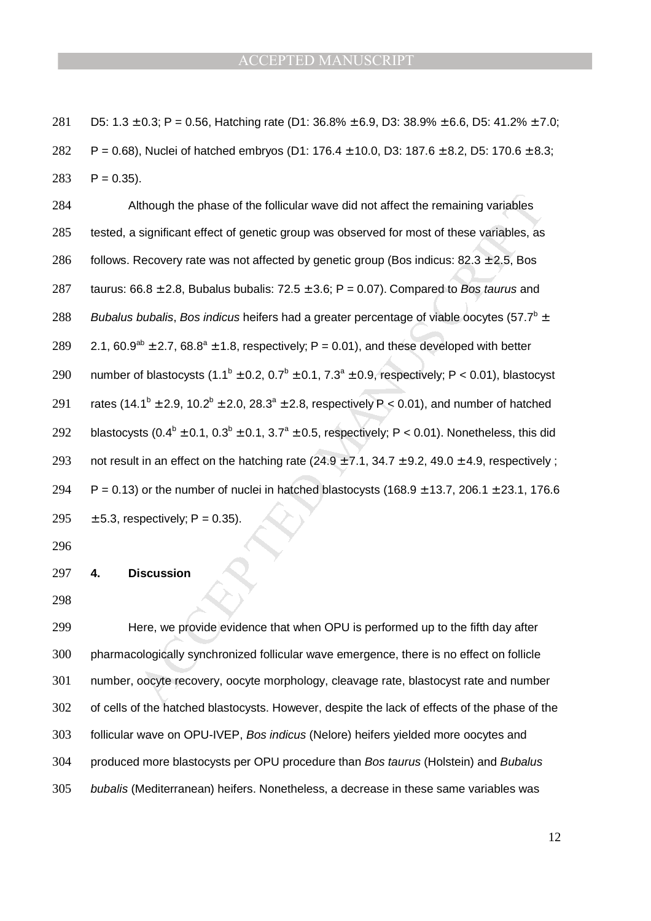D5: 1.3 ± 0.3; P = 0.56, Hatching rate (D1: 36.8% ± 6.9, D3: 38.9% ± 6.6, D5: 41.2% ± 7.0; P = 0.68), Nuclei of hatched embryos (D1: 176.4 ± 10.0, D3: 187.6 ± 8.2, D5: 170.6 ± 8.3; P = 0.35).

Although the phase of the follicular wave did not affect the remaining variables tested, a significant effect of genetic group was observed for most of these variables, as follows. Recovery rate was not affected by genetic group (Bos indicus: 82.3 ± 2.5, Bos taurus: 66.8 ± 2.8, Bubalus bubalis: 72.5 ± 3.6; P = 0.07). Compared to *Bos taurus* and *Bubalus bubalis*, *Bos indicus* heifers had a greater percentage of viable oocytes ($57.7^{b}$ ± 2.1, $60.9^{ab}$ ± 2.7, $68.8^{a}$ ± 1.8, respectively; P = 0.01), and these developed with better number of blastocysts ($1.1^{b}$ ± 0.2, $0.7^{b}$ ± 0.1, $7.3^{a}$ ± 0.9, respectively; P < 0.01), blastocyst rates ($14.1^{b}$ ± 2.9, $10.2^{b}$ ± 2.0, $28.3^{a}$ ± 2.8, respectively P < 0.01), and number of hatched blastocysts ($0.4^{b}$ ± 0.1, $0.3^{b}$ ± 0.1, $3.7^{a}$ ± 0.5, respectively; P < 0.01). Nonetheless, this did not result in an effect on the hatching rate (24.9 ± 7.1, 34.7 ± 9.2, 49.0 ± 4.9, respectively ; P = 0.13) or the number of nuclei in hatched blastocysts (168.9 ± 13.7, 206.1 ± 23.1, 176.6 ± 5.3, respectively; P = 0.35).

## 4. Discussion

Here, we provide evidence that when OPU is performed up to the fifth day after pharmacologically synchronized follicular wave emergence, there is no effect on follicle number, oocyte recovery, oocyte morphology, cleavage rate, blastocyst rate and number of cells of the hatched blastocysts. However, despite the lack of effects of the phase of the follicular wave on OPU-IVEP, *Bos indicus* (Nelore) heifers yielded more oocytes and produced more blastocysts per OPU procedure than *Bos taurus* (Holstein) and *Bubalus bubalis* (Mediterranean) heifers. Nonetheless, a decrease in these same variables was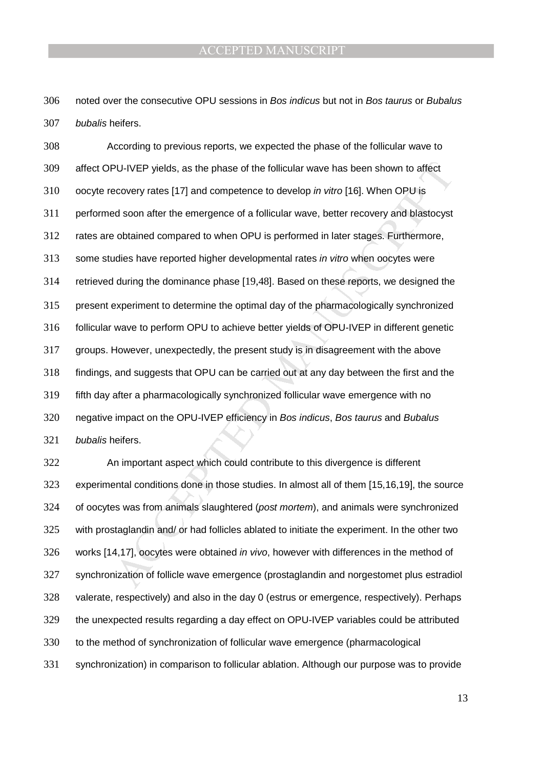noted over the consecutive OPU sessions in *Bos indicus* but not in *Bos taurus* or *Bubalus bubalis* heifers.

According to previous reports, we expected the phase of the follicular wave to affect OPU-IVEP yields, as the phase of the follicular wave has been shown to affect oocyte recovery rates [17] and competence to develop *in vitro* [16]. When OPU is performed soon after the emergence of a follicular wave, better recovery and blastocyst rates are obtained compared to when OPU is performed in later stages. Furthermore, some studies have reported higher developmental rates *in vitro* when oocytes were retrieved during the dominance phase [19,48]. Based on these reports, we designed the present experiment to determine the optimal day of the pharmacologically synchronized follicular wave to perform OPU to achieve better yields of OPU-IVEP in different genetic groups. However, unexpectedly, the present study is in disagreement with the above findings, and suggests that OPU can be carried out at any day between the first and the fifth day after a pharmacologically synchronized follicular wave emergence with no negative impact on the OPU-IVEP efficiency in *Bos indicus*, *Bos taurus* and *Bubalus bubalis* heifers.

An important aspect which could contribute to this divergence is different experimental conditions done in those studies. In almost all of them [15,16,19], the source of oocytes was from animals slaughtered (*post mortem*), and animals were synchronized with prostaglandin and/ or had follicles ablated to initiate the experiment. In the other two works [14,17], oocytes were obtained *in vivo*, however with differences in the method of synchronization of follicle wave emergence (prostaglandin and norgestomet plus estradiol valerate, respectively) and also in the day 0 (estrus or emergence, respectively). Perhaps the unexpected results regarding a day effect on OPU-IVEP variables could be attributed to the method of synchronization of follicular wave emergence (pharmacological synchronization) in comparison to follicular ablation. Although our purpose was to provide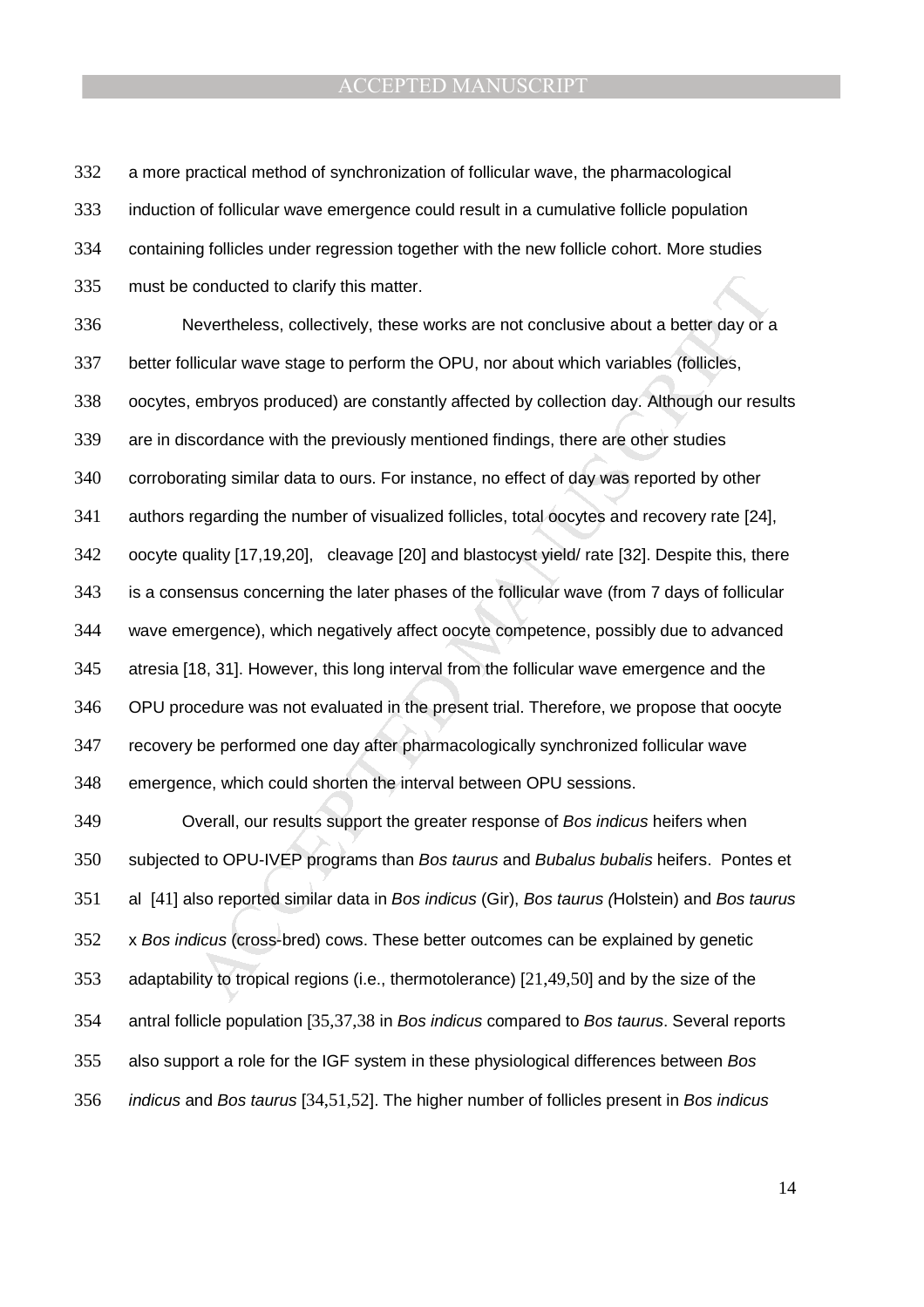a more practical method of synchronization of follicular wave, the pharmacological induction of follicular wave emergence could result in a cumulative follicle population containing follicles under regression together with the new follicle cohort. More studies must be conducted to clarify this matter.

Nevertheless, collectively, these works are not conclusive about a better day or a better follicular wave stage to perform the OPU, nor about which variables (follicles, oocytes, embryos produced) are constantly affected by collection day. Although our results are in discordance with the previously mentioned findings, there are other studies corroborating similar data to ours. For instance, no effect of day was reported by other authors regarding the number of visualized follicles, total oocytes and recovery rate [24], oocyte quality [17,19,20], cleavage [20] and blastocyst yield/ rate [32]. Despite this, there is a consensus concerning the later phases of the follicular wave (from 7 days of follicular wave emergence), which negatively affect oocyte competence, possibly due to advanced atresia [18, 31]. However, this long interval from the follicular wave emergence and the OPU procedure was not evaluated in the present trial. Therefore, we propose that oocyte recovery be performed one day after pharmacologically synchronized follicular wave emergence, which could shorten the interval between OPU sessions.

Overall, our results support the greater response of *Bos indicus* heifers when subjected to OPU-IVEP programs than *Bos taurus* and *Bubalus bubalis* heifers. Pontes et al [41] also reported similar data in *Bos indicus* (Gir), *Bos taurus (*Holstein) and *Bos taurus* x *Bos indicus* (cross-bred) cows. These better outcomes can be explained by genetic adaptability to tropical regions (i.e., thermotolerance) [21,49,50] and by the size of the antral follicle population [35,37,38 in *Bos indicus* compared to *Bos taurus*. Several reports also support a role for the IGF system in these physiological differences between *Bos indicus* and *Bos taurus* [34,51,52]. The higher number of follicles present in *Bos indicus*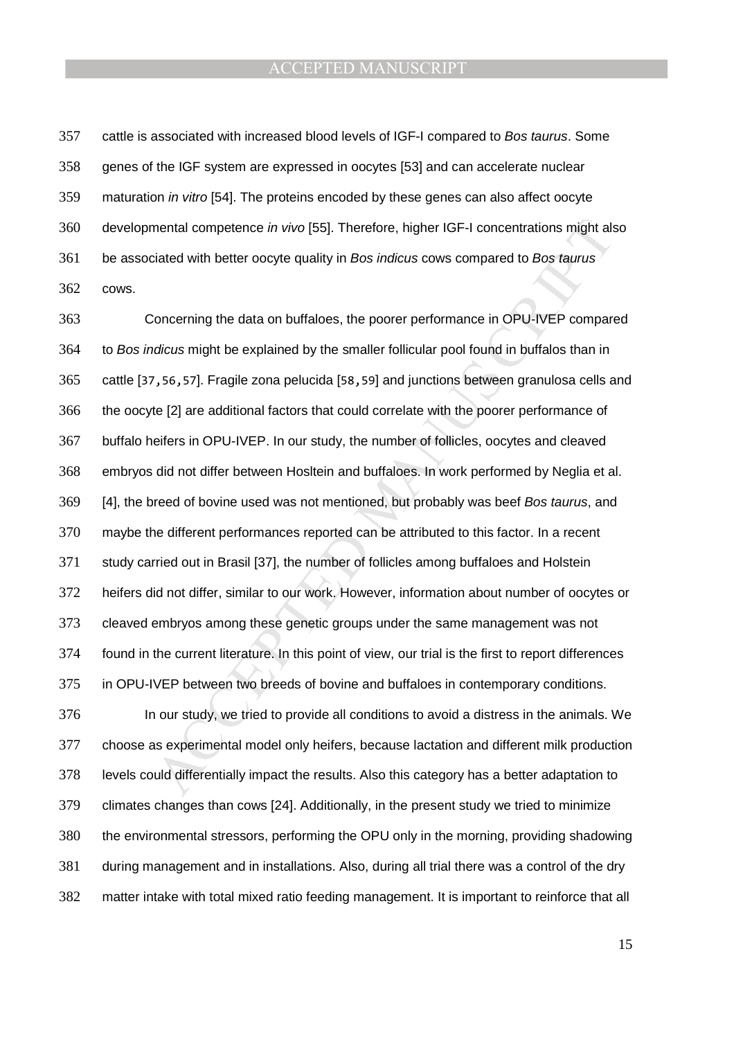cattle is associated with increased blood levels of IGF-I compared to *Bos taurus*. Some genes of the IGF system are expressed in oocytes [53] and can accelerate nuclear maturation *in vitro* [54]. The proteins encoded by these genes can also affect oocyte developmental competence *in vivo* [55]. Therefore, higher IGF-I concentrations might also be associated with better oocyte quality in *Bos indicus* cows compared to *Bos taurus* cows.

Concerning the data on buffaloes, the poorer performance in OPU-IVEP compared to *Bos indicus* might be explained by the smaller follicular pool found in buffalos than in cattle [37,56,57]. Fragile zona pelucida [58,59] and junctions between granulosa cells and the oocyte [2] are additional factors that could correlate with the poorer performance of buffalo heifers in OPU-IVEP. In our study, the number of follicles, oocytes and cleaved embryos did not differ between Hosltein and buffaloes. In work performed by Neglia et al. [4], the breed of bovine used was not mentioned, but probably was beef *Bos taurus*, and maybe the different performances reported can be attributed to this factor. In a recent study carried out in Brasil [37], the number of follicles among buffaloes and Holstein heifers did not differ, similar to our work. However, information about number of oocytes or cleaved embryos among these genetic groups under the same management was not found in the current literature. In this point of view, our trial is the first to report differences in OPU-IVEP between two breeds of bovine and buffaloes in contemporary conditions.

In our study, we tried to provide all conditions to avoid a distress in the animals. We choose as experimental model only heifers, because lactation and different milk production levels could differentially impact the results. Also this category has a better adaptation to climates changes than cows [24]. Additionally, in the present study we tried to minimize the environmental stressors, performing the OPU only in the morning, providing shadowing during management and in installations. Also, during all trial there was a control of the dry matter intake with total mixed ratio feeding management. It is important to reinforce that all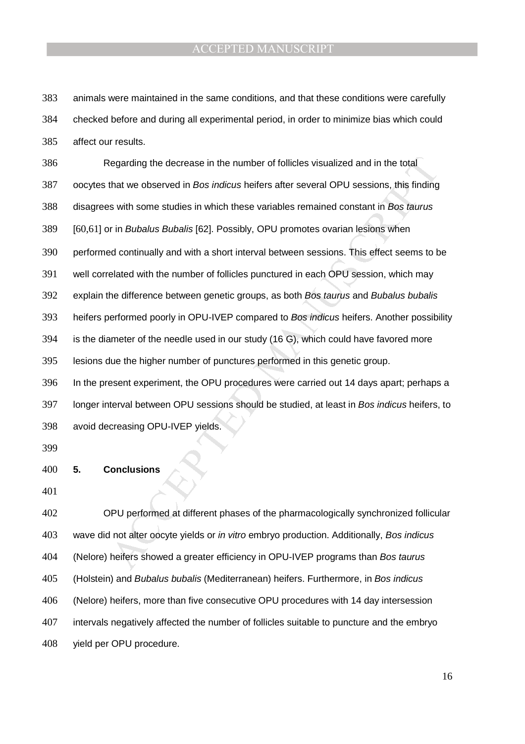animals were maintained in the same conditions, and that these conditions were carefully checked before and during all experimental period, in order to minimize bias which could affect our results.

Regarding the decrease in the number of follicles visualized and in the total oocytes that we observed in *Bos indicus* heifers after several OPU sessions, this finding disagrees with some studies in which these variables remained constant in *Bos taurus* [60,61] or in *Bubalus Bubalis* [62]. Possibly, OPU promotes ovarian lesions when performed continually and with a short interval between sessions. This effect seems to be well correlated with the number of follicles punctured in each OPU session, which may explain the difference between genetic groups, as both *Bos taurus* and *Bubalus bubalis* heifers performed poorly in OPU-IVEP compared to *Bos indicus* heifers. Another possibility is the diameter of the needle used in our study (16 G), which could have favored more lesions due the higher number of punctures performed in this genetic group.

In the present experiment, the OPU procedures were carried out 14 days apart; perhaps a longer interval between OPU sessions should be studied, at least in *Bos indicus* heifers, to avoid decreasing OPU-IVEP yields.

## 5. Conclusions

OPU performed at different phases of the pharmacologically synchronized follicular wave did not alter oocyte yields or *in vitro* embryo production. Additionally, *Bos indicus* (Nelore) heifers showed a greater efficiency in OPU-IVEP programs than *Bos taurus* (Holstein) and *Bubalus bubalis* (Mediterranean) heifers. Furthermore, in *Bos indicus* (Nelore) heifers, more than five consecutive OPU procedures with 14 day intersession intervals negatively affected the number of follicles suitable to puncture and the embryo yield per OPU procedure.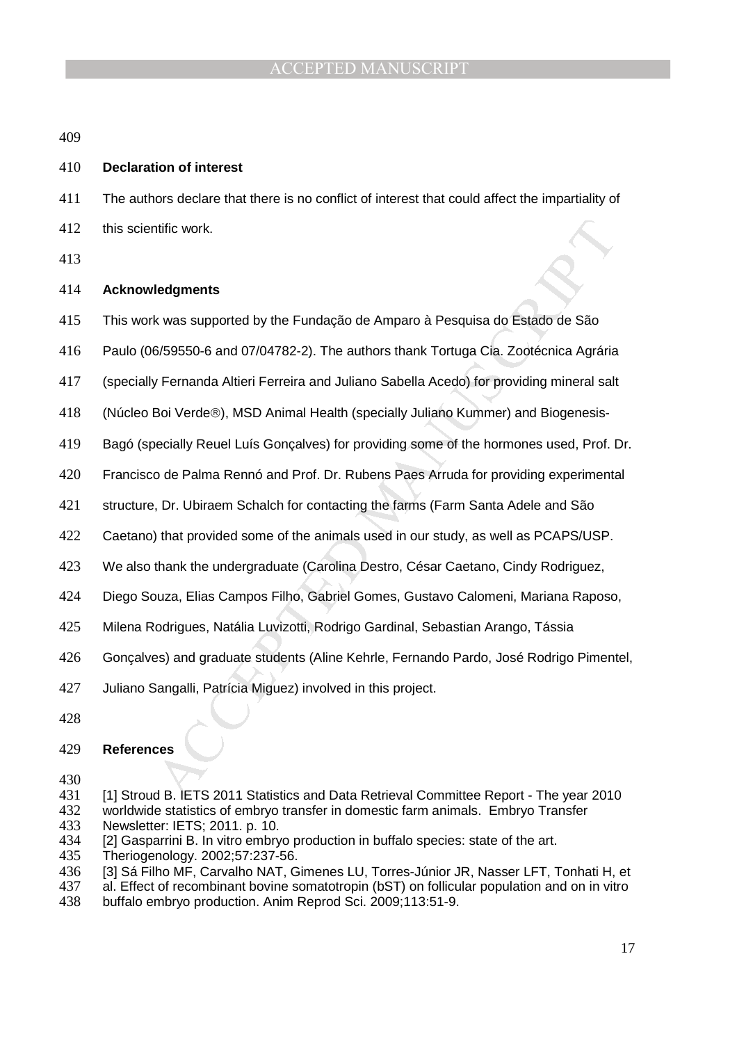## Declaration of interest

The authors declare that there is no conflict of interest that could affect the impartiality of this scientific work.

## Acknowledgments

This work was supported by the Fundação de Amparo à Pesquisa do Estado de São Paulo (06/59550-6 and 07/04782-2). The authors thank Tortuga Cia. Zootécnica Agrária (specially Fernanda Altieri Ferreira and Juliano Sabella Acedo) for providing mineral salt (Núcleo Boi Verde®), MSD Animal Health (specially Juliano Kummer) and Biogenesis-Bagó (specially Reuel Luís Gonçalves) for providing some of the hormones used, Prof. Dr. Francisco de Palma Rennó and Prof. Dr. Rubens Paes Arruda for providing experimental structure, Dr. Ubiraem Schalch for contacting the farms (Farm Santa Adele and São Caetano) that provided some of the animals used in our study, as well as PCAPS/USP. We also thank the undergraduate (Carolina Destro, César Caetano, Cindy Rodriguez, Diego Souza, Elias Campos Filho, Gabriel Gomes, Gustavo Calomeni, Mariana Raposo, Milena Rodrigues, Natália Luvizotti, Rodrigo Gardinal, Sebastian Arango, Tássia Gonçalves) and graduate students (Aline Kehrle, Fernando Pardo, José Rodrigo Pimentel, Juliano Sangalli, Patrícia Miguez) involved in this project.

## References

[1] Stroud B. IETS 2011 Statistics and Data Retrieval Committee Report - The year 2010 worldwide statistics of embryo transfer in domestic farm animals. Embryo Transfer Newsletter: IETS; 2011. p. 10.

[2] Gasparrini B. In vitro embryo production in buffalo species: state of the art. Theriogenology. 2002;57:237-56.

[3] Sá Filho MF, Carvalho NAT, Gimenes LU, Torres-Júnior JR, Nasser LFT, Tonhati H, et al. Effect of recombinant bovine somatotropin (bST) on follicular population and on in vitro buffalo embryo production. Anim Reprod Sci. 2009;113:51-9.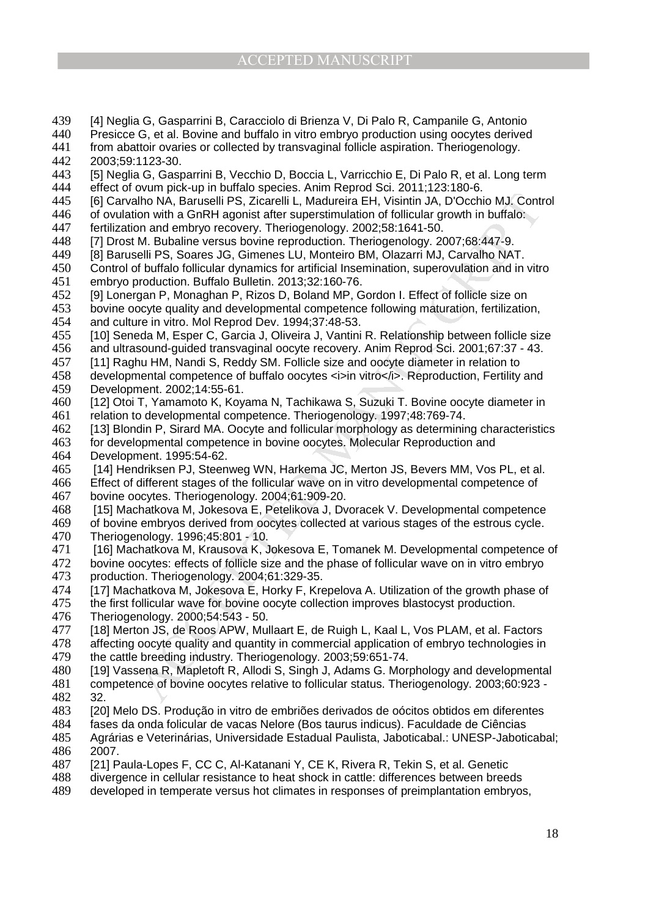[4] Neglia G, Gasparrini B, Caracciolo di Brienza V, Di Palo R, Campanile G, Antonio Presicce G, et al. Bovine and buffalo in vitro embryo production using oocytes derived from abattoir ovaries or collected by transvaginal follicle aspiration. Theriogenology. 2003;59:1123-30.

[5] Neglia G, Gasparrini B, Vecchio D, Boccia L, Varricchio E, Di Palo R, et al. Long term effect of ovum pick-up in buffalo species. Anim Reprod Sci. 2011;123:180-6.

[6] Carvalho NA, Baruselli PS, Zicarelli L, Madureira EH, Visintin JA, D'Occhio MJ. Control of ovulation with a GnRH agonist after superstimulation of follicular growth in buffalo: fertilization and embryo recovery. Theriogenology. 2002;58:1641-50.

[7] Drost M. Bubaline versus bovine reproduction. Theriogenology. 2007;68:447-9.

[8] Baruselli PS, Soares JG, Gimenes LU, Monteiro BM, Olazarri MJ, Carvalho NAT. Control of buffalo follicular dynamics for artificial Insemination, superovulation and in vitro embryo production. Buffalo Bulletin. 2013;32:160-76.

[9] Lonergan P, Monaghan P, Rizos D, Boland MP, Gordon I. Effect of follicle size on bovine oocyte quality and developmental competence following maturation, fertilization, and culture in vitro. Mol Reprod Dev. 1994;37:48-53.

[10] Seneda M, Esper C, Garcia J, Oliveira J, Vantini R. Relationship between follicle size and ultrasound-guided transvaginal oocyte recovery. Anim Reprod Sci. 2001;67:37 - 43.

[11] Raghu HM, Nandi S, Reddy SM. Follicle size and oocyte diameter in relation to developmental competence of buffalo oocytes <i>in vitro</i>. Reproduction, Fertility and Development. 2002;14:55-61.

[12] Otoi T, Yamamoto K, Koyama N, Tachikawa S, Suzuki T. Bovine oocyte diameter in relation to developmental competence. Theriogenology. 1997;48:769-74.

[13] Blondin P, Sirard MA. Oocyte and follicular morphology as determining characteristics for developmental competence in bovine oocytes. Molecular Reproduction and Development. 1995:54-62.

[14] Hendriksen PJ, Steenweg WN, Harkema JC, Merton JS, Bevers MM, Vos PL, et al. Effect of different stages of the follicular wave on in vitro developmental competence of bovine oocytes. Theriogenology. 2004;61:909-20.

[15] Machatkova M, Jokesova E, Petelikova J, Dvoracek V. Developmental competence of bovine embryos derived from oocytes collected at various stages of the estrous cycle. Theriogenology. 1996;45:801 - 10.

[16] Machatkova M, Krausova K, Jokesova E, Tomanek M. Developmental competence of bovine oocytes: effects of follicle size and the phase of follicular wave on in vitro embryo production. Theriogenology. 2004;61:329-35.

[17] Machatkova M, Jokesova E, Horky F, Krepelova A. Utilization of the growth phase of the first follicular wave for bovine oocyte collection improves blastocyst production. Theriogenology. 2000;54:543 - 50.

[18] Merton JS, de Roos APW, Mullaart E, de Ruigh L, Kaal L, Vos PLAM, et al. Factors affecting oocyte quality and quantity in commercial application of embryo technologies in the cattle breeding industry. Theriogenology. 2003;59:651-74.

[19] Vassena R, Mapletoft R, Allodi S, Singh J, Adams G. Morphology and developmental competence of bovine oocytes relative to follicular status. Theriogenology. 2003;60:923 - 32.

[20] Melo DS. Produção in vitro de embriões derivados de oócitos obtidos em diferentes fases da onda folicular de vacas Nelore (Bos taurus indicus). Faculdade de Ciências Agrárias e Veterinárias, Universidade Estadual Paulista, Jaboticabal.: UNESP-Jaboticabal; 2007.

[21] Paula-Lopes F, CC C, Al-Katanani Y, CE K, Rivera R, Tekin S, et al. Genetic divergence in cellular resistance to heat shock in cattle: differences between breeds developed in temperate versus hot climates in responses of preimplantation embryos,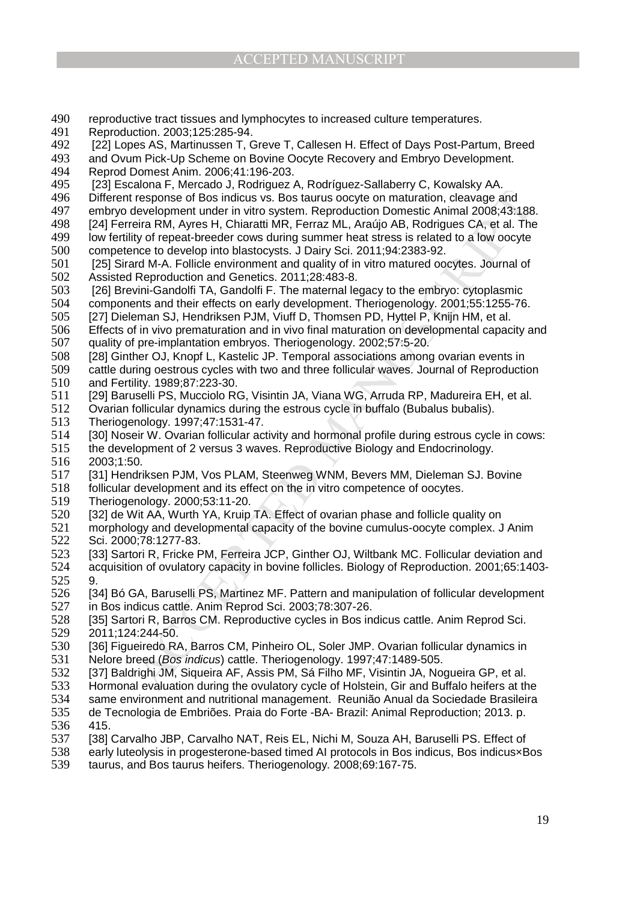reproductive tract tissues and lymphocytes to increased culture temperatures. Reproduction. 2003;125:285-94.

[22] Lopes AS, Martinussen T, Greve T, Callesen H. Effect of Days Post-Partum, Breed and Ovum Pick-Up Scheme on Bovine Oocyte Recovery and Embryo Development. Reprod Domest Anim. 2006;41:196-203.

[23] Escalona F, Mercado J, Rodriguez A, Rodríguez-Sallaberry C, Kowalsky AA. Different response of Bos indicus vs. Bos taurus oocyte on maturation, cleavage and embryo development under in vitro system. Reproduction Domestic Animal 2008;43:188.

[24] Ferreira RM, Ayres H, Chiaratti MR, Ferraz ML, Araújo AB, Rodrigues CA, et al. The low fertility of repeat-breeder cows during summer heat stress is related to a low oocyte competence to develop into blastocysts. J Dairy Sci. 2011;94:2383-92.

[25] Sirard M-A. Follicle environment and quality of in vitro matured oocytes. Journal of Assisted Reproduction and Genetics. 2011;28:483-8.

[26] Brevini-Gandolfi TA, Gandolfi F. The maternal legacy to the embryo: cytoplasmic components and their effects on early development. Theriogenology. 2001;55:1255-76.

[27] Dieleman SJ, Hendriksen PJM, Viuff D, Thomsen PD, Hyttel P, Knijn HM, et al. Effects of in vivo prematuration and in vivo final maturation on developmental capacity and quality of pre-implantation embryos. Theriogenology. 2002;57:5-20.

[28] Ginther OJ, Knopf L, Kastelic JP. Temporal associations among ovarian events in cattle during oestrous cycles with two and three follicular waves. Journal of Reproduction and Fertility. 1989;87:223-30.

[29] Baruselli PS, Mucciolo RG, Visintin JA, Viana WG, Arruda RP, Madureira EH, et al. Ovarian follicular dynamics during the estrous cycle in buffalo (Bubalus bubalis). Theriogenology. 1997;47:1531-47.

[30] Noseir W. Ovarian follicular activity and hormonal profile during estrous cycle in cows: the development of 2 versus 3 waves. Reproductive Biology and Endocrinology. 2003;1:50.

[31] Hendriksen PJM, Vos PLAM, Steenweg WNM, Bevers MM, Dieleman SJ. Bovine follicular development and its effect on the in vitro competence of oocytes. Theriogenology. 2000;53:11-20.

[32] de Wit AA, Wurth YA, Kruip TA. Effect of ovarian phase and follicle quality on morphology and developmental capacity of the bovine cumulus-oocyte complex. J Anim Sci. 2000;78:1277-83.

[33] Sartori R, Fricke PM, Ferreira JCP, Ginther OJ, Wiltbank MC. Follicular deviation and acquisition of ovulatory capacity in bovine follicles. Biology of Reproduction. 2001;65:1403-9.

[34] Bó GA, Baruselli PS, Martinez MF. Pattern and manipulation of follicular development in Bos indicus cattle. Anim Reprod Sci. 2003;78:307-26.

[35] Sartori R, Barros CM. Reproductive cycles in Bos indicus cattle. Anim Reprod Sci. 2011;124:244-50.

[36] Figueiredo RA, Barros CM, Pinheiro OL, Soler JMP. Ovarian follicular dynamics in Nelore breed (*Bos indicus*) cattle. Theriogenology. 1997;47:1489-505.

[37] Baldrighi JM, Siqueira AF, Assis PM, Sá Filho MF, Visintin JA, Nogueira GP, et al. Hormonal evaluation during the ovulatory cycle of Holstein, Gir and Buffalo heifers at the same environment and nutritional management. Reunião Anual da Sociedade Brasileira de Tecnologia de Embriões. Praia do Forte -BA- Brazil: Animal Reproduction; 2013. p. 415.

[38] Carvalho JBP, Carvalho NAT, Reis EL, Nichi M, Souza AH, Baruselli PS. Effect of early luteolysis in progesterone-based timed AI protocols in Bos indicus, Bos indicus×Bos taurus, and Bos taurus heifers. Theriogenology. 2008;69:167-75.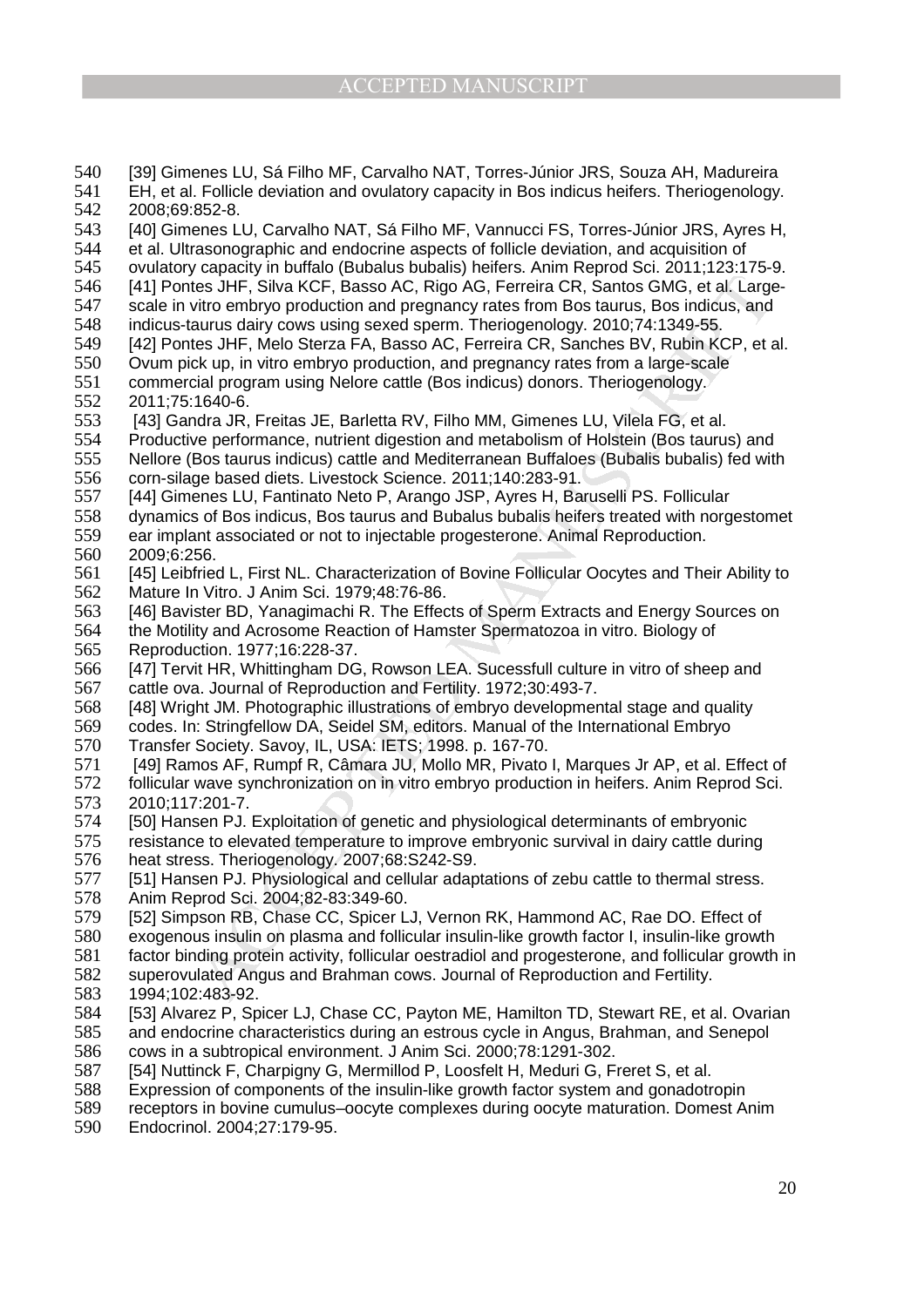[39] Gimenes LU, Sá Filho MF, Carvalho NAT, Torres-Júnior JRS, Souza AH, Madureira EH, et al. Follicle deviation and ovulatory capacity in Bos indicus heifers. Theriogenology. 2008;69:852-8.

[40] Gimenes LU, Carvalho NAT, Sá Filho MF, Vannucci FS, Torres-Júnior JRS, Ayres H, et al. Ultrasonographic and endocrine aspects of follicle deviation, and acquisition of ovulatory capacity in buffalo (Bubalus bubalis) heifers. Anim Reprod Sci. 2011;123:175-9.

[41] Pontes JHF, Silva KCF, Basso AC, Rigo AG, Ferreira CR, Santos GMG, et al. Large-scale in vitro embryo production and pregnancy rates from Bos taurus, Bos indicus, and indicus-taurus dairy cows using sexed sperm. Theriogenology. 2010;74:1349-55.

[42] Pontes JHF, Melo Sterza FA, Basso AC, Ferreira CR, Sanches BV, Rubin KCP, et al. Ovum pick up, in vitro embryo production, and pregnancy rates from a large-scale commercial program using Nelore cattle (Bos indicus) donors. Theriogenology. 2011;75:1640-6.

[43] Gandra JR, Freitas JE, Barletta RV, Filho MM, Gimenes LU, Vilela FG, et al. Productive performance, nutrient digestion and metabolism of Holstein (Bos taurus) and Nellore (Bos taurus indicus) cattle and Mediterranean Buffaloes (Bubalis bubalis) fed with corn-silage based diets. Livestock Science. 2011;140:283-91.

[44] Gimenes LU, Fantinato Neto P, Arango JSP, Ayres H, Baruselli PS. Follicular dynamics of Bos indicus, Bos taurus and Bubalus bubalis heifers treated with norgestomet ear implant associated or not to injectable progesterone. Animal Reproduction. 2009;6:256.

[45] Leibfried L, First NL. Characterization of Bovine Follicular Oocytes and Their Ability to Mature In Vitro. J Anim Sci. 1979;48:76-86.

[46] Bavister BD, Yanagimachi R. The Effects of Sperm Extracts and Energy Sources on the Motility and Acrosome Reaction of Hamster Spermatozoa in vitro. Biology of Reproduction. 1977;16:228-37.

[47] Tervit HR, Whittingham DG, Rowson LEA. Sucessfull culture in vitro of sheep and cattle ova. Journal of Reproduction and Fertility. 1972;30:493-7.

[48] Wright JM. Photographic illustrations of embryo developmental stage and quality codes. In: Stringfellow DA, Seidel SM, editors. Manual of the International Embryo Transfer Society. Savoy, IL, USA: IETS; 1998. p. 167-70.

[49] Ramos AF, Rumpf R, Câmara JU, Mollo MR, Pivato I, Marques Jr AP, et al. Effect of follicular wave synchronization on in vitro embryo production in heifers. Anim Reprod Sci. 2010;117:201-7.

[50] Hansen PJ. Exploitation of genetic and physiological determinants of embryonic resistance to elevated temperature to improve embryonic survival in dairy cattle during heat stress. Theriogenology. 2007;68:S242-S9.

[51] Hansen PJ. Physiological and cellular adaptations of zebu cattle to thermal stress. Anim Reprod Sci. 2004;82-83:349-60.

[52] Simpson RB, Chase CC, Spicer LJ, Vernon RK, Hammond AC, Rae DO. Effect of exogenous insulin on plasma and follicular insulin-like growth factor I, insulin-like growth factor binding protein activity, follicular oestradiol and progesterone, and follicular growth in superovulated Angus and Brahman cows. Journal of Reproduction and Fertility. 1994;102:483-92.

[53] Alvarez P, Spicer LJ, Chase CC, Payton ME, Hamilton TD, Stewart RE, et al. Ovarian and endocrine characteristics during an estrous cycle in Angus, Brahman, and Senepol cows in a subtropical environment. J Anim Sci. 2000;78:1291-302.

[54] Nuttinck F, Charpigny G, Mermillod P, Loosfelt H, Meduri G, Freret S, et al. Expression of components of the insulin-like growth factor system and gonadotropin receptors in bovine cumulus–oocyte complexes during oocyte maturation. Domest Anim Endocrinol. 2004;27:179-95.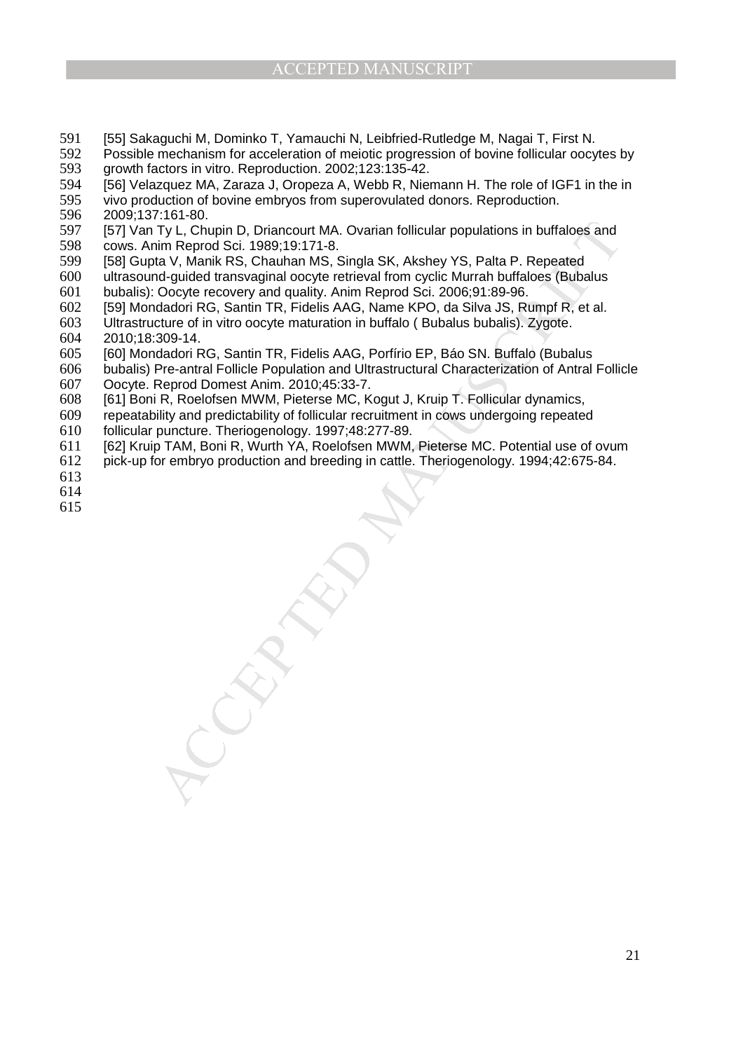[55] Sakaguchi M, Dominko T, Yamauchi N, Leibfried-Rutledge M, Nagai T, First N. Possible mechanism for acceleration of meiotic progression of bovine follicular oocytes by growth factors in vitro. Reproduction. 2002;123:135-42.

[56] Velazquez MA, Zaraza J, Oropeza A, Webb R, Niemann H. The role of IGF1 in the in vivo production of bovine embryos from superovulated donors. Reproduction. 2009;137:161-80.

[57] Van Ty L, Chupin D, Driancourt MA. Ovarian follicular populations in buffaloes and cows. Anim Reprod Sci. 1989;19:171-8.

[58] Gupta V, Manik RS, Chauhan MS, Singla SK, Akshey YS, Palta P. Repeated ultrasound-guided transvaginal oocyte retrieval from cyclic Murrah buffaloes (Bubalus bubalis): Oocyte recovery and quality. Anim Reprod Sci. 2006;91:89-96.

[59] Mondadori RG, Santin TR, Fidelis AAG, Name KPO, da Silva JS, Rumpf R, et al. Ultrastructure of in vitro oocyte maturation in buffalo ( Bubalus bubalis). Zygote. 2010;18:309-14.

[60] Mondadori RG, Santin TR, Fidelis AAG, Porfírio EP, Báo SN. Buffalo (Bubalus bubalis) Pre-antral Follicle Population and Ultrastructural Characterization of Antral Follicle Oocyte. Reprod Domest Anim. 2010;45:33-7.

[61] Boni R, Roelofsen MWM, Pieterse MC, Kogut J, Kruip T. Follicular dynamics, repeatability and predictability of follicular recruitment in cows undergoing repeated follicular puncture. Theriogenology. 1997;48:277-89.

[62] Kruip TAM, Boni R, Wurth YA, Roelofsen MWM, Pieterse MC. Potential use of ovum pick-up for embryo production and breeding in cattle. Theriogenology. 1994;42:675-84.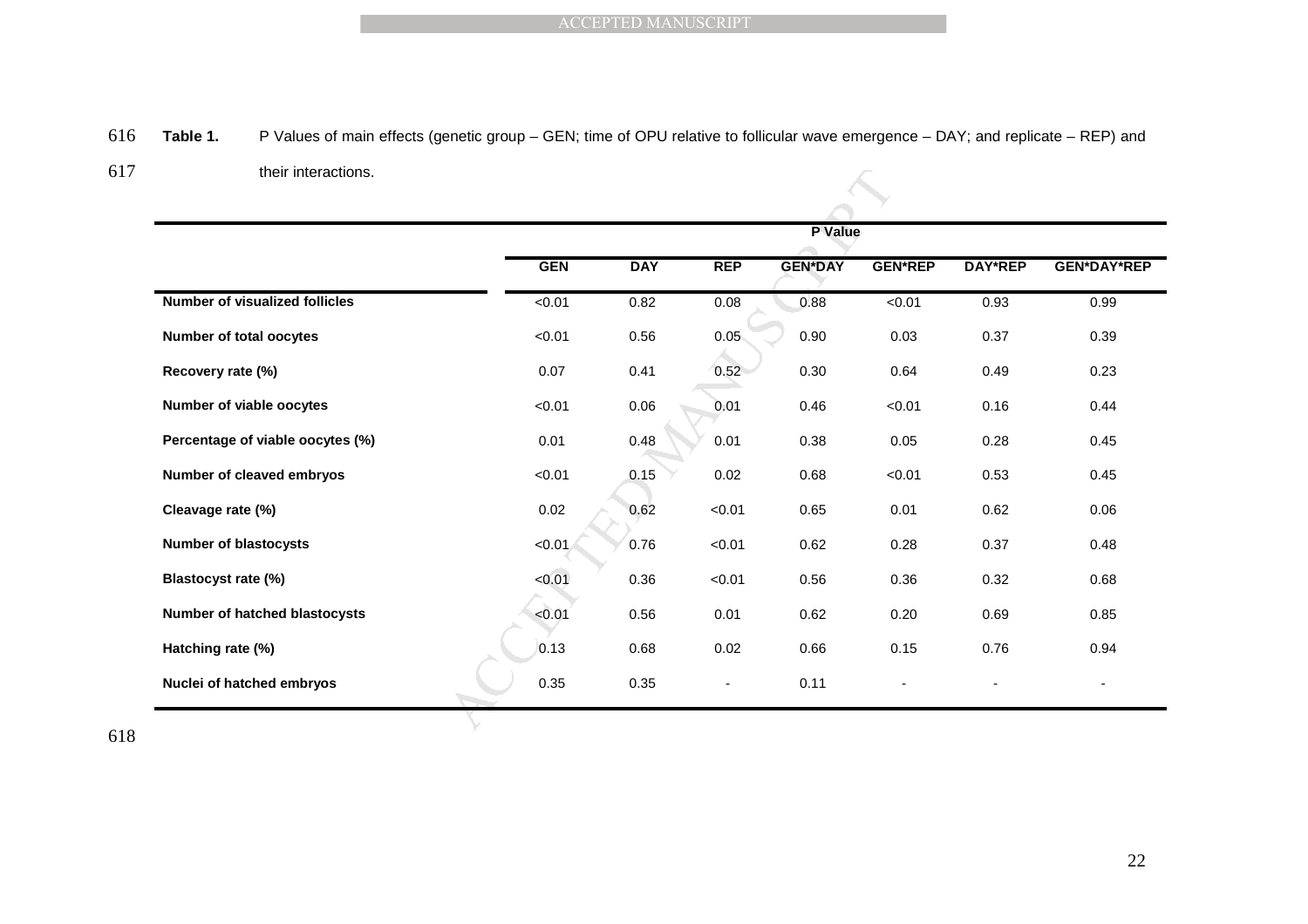**Table 1.** P Values of main effects (genetic group – GEN; time of OPU relative to follicular wave emergence – DAY; and replicate – REP) and their interactions.

| | P Value | | | | | | |
|---|---|---|---|---|---|---|---|
| | **GEN** | **DAY** | **REP** | **GEN*DAY** | **GEN*REP** | **DAY*REP** | **GEN*DAY*REP** |
| **Number of visualized follicles** | <0.01 | 0.82 | 0.08 | 0.88 | <0.01 | 0.93 | 0.99 |
| **Number of total oocytes** | <0.01 | 0.56 | 0.05 | 0.90 | 0.03 | 0.37 | 0.39 |
| **Recovery rate (%)** | 0.07 | 0.41 | 0.52 | 0.30 | 0.64 | 0.49 | 0.23 |
| **Number of viable oocytes** | <0.01 | 0.06 | 0.01 | 0.46 | <0.01 | 0.16 | 0.44 |
| **Percentage of viable oocytes (%)** | 0.01 | 0.48 | 0.01 | 0.38 | 0.05 | 0.28 | 0.45 |
| **Number of cleaved embryos** | <0.01 | 0.15 | 0.02 | 0.68 | <0.01 | 0.53 | 0.45 |
| **Cleavage rate (%)** | 0.02 | 0.62 | <0.01 | 0.65 | 0.01 | 0.62 | 0.06 |
| **Number of blastocysts** | <0.01 | 0.76 | <0.01 | 0.62 | 0.28 | 0.37 | 0.48 |
| **Blastocyst rate (%)** | <0.01 | 0.36 | <0.01 | 0.56 | 0.36 | 0.32 | 0.68 |
| **Number of hatched blastocysts** | <0.01 | 0.56 | 0.01 | 0.62 | 0.20 | 0.69 | 0.85 |
| **Hatching rate (%)** | 0.13 | 0.68 | 0.02 | 0.66 | 0.15 | 0.76 | 0.94 |
| **Nuclei of hatched embryos** | 0.35 | 0.35 | - | 0.11 | - | - | - |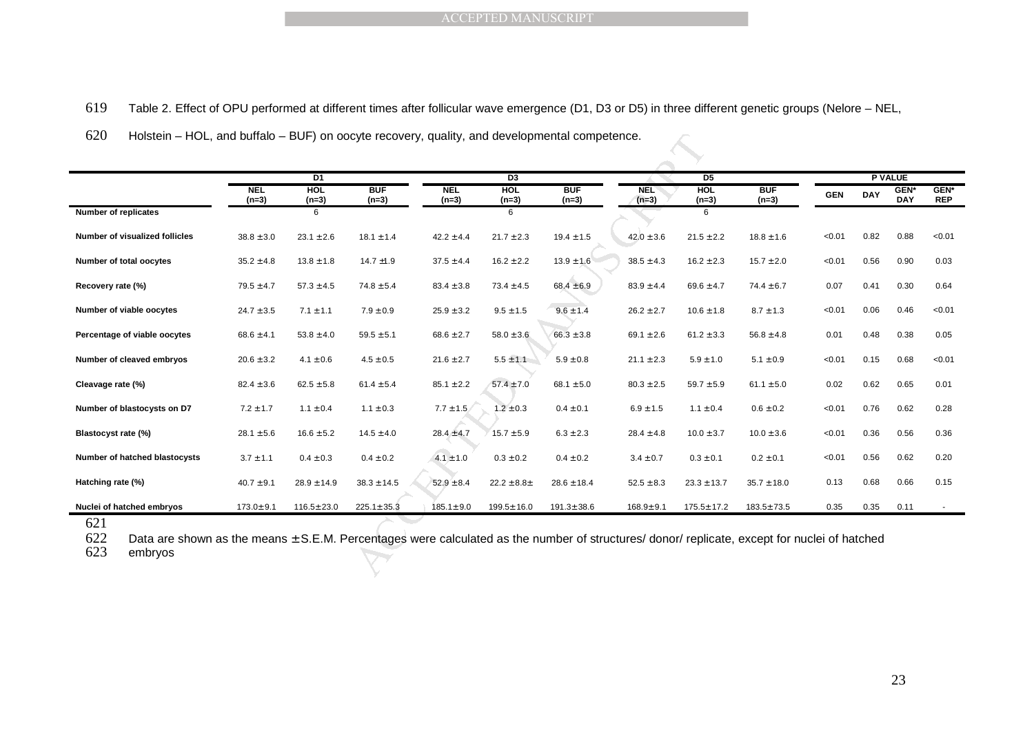Table 2. Effect of OPU performed at different times after follicular wave emergence (D1, D3 or D5) in three different genetic groups (Nelore – NEL, Holstein – HOL, and buffalo – BUF) on oocyte recovery, quality, and developmental competence.

| | D1 | | | D3 | | | D5 | | | P VALUE | | | |
|---|---|---|---|---|---|---|---|---|---|---|---|---|---|
| | NEL (n=3) | HOL (n=3) | BUF (n=3) | NEL (n=3) | HOL (n=3) | BUF (n=3) | NEL (n=3) | HOL (n=3) | BUF (n=3) | GEN | DAY | GEN* DAY | GEN* REP |
| Number of replicates | | 6 | | | 6 | | | 6 | | | | | |
| Number of visualized follicles | 38.8 ±3.0 | 23.1 ±2.6 | 18.1 ±1.4 | 42.2 ±4.4 | 21.7 ±2.3 | 19.4 ±1.5 | 42.0 ±3.6 | 21.5 ±2.2 | 18.8 ±1.6 | <0.01 | 0.82 | 0.88 | <0.01 |
| Number of total oocytes | 35.2 ±4.8 | 13.8 ±1.8 | 14.7 ±1.9 | 37.5 ±4.4 | 16.2 ±2.2 | 13.9 ±1.6 | 38.5 ±4.3 | 16.2 ±2.3 | 15.7 ±2.0 | <0.01 | 0.56 | 0.90 | 0.03 |
| Recovery rate (%) | 79.5 ±4.7 | 57.3 ±4.5 | 74.8 ±5.4 | 83.4 ±3.8 | 73.4 ±4.5 | 68.4 ±6.9 | 83.9 ±4.4 | 69.6 ±4.7 | 74.4 ±6.7 | 0.07 | 0.41 | 0.30 | 0.64 |
| Number of viable oocytes | 24.7 ±3.5 | 7.1 ±1.1 | 7.9 ±0.9 | 25.9 ±3.2 | 9.5 ±1.5 | 9.6 ±1.4 | 26.2 ±2.7 | 10.6 ±1.8 | 8.7 ±1.3 | <0.01 | 0.06 | 0.46 | <0.01 |
| Percentage of viable oocytes | 68.6 ±4.1 | 53.8 ±4.0 | 59.5 ±5.1 | 68.6 ±2.7 | 58.0 ±3.6 | 66.3 ±3.8 | 69.1 ±2.6 | 61.2 ±3.3 | 56.8 ±4.8 | 0.01 | 0.48 | 0.38 | 0.05 |
| Number of cleaved embryos | 20.6 ±3.2 | 4.1 ±0.6 | 4.5 ±0.5 | 21.6 ±2.7 | 5.5 ±1.1 | 5.9 ±0.8 | 21.1 ±2.3 | 5.9 ±1.0 | 5.1 ±0.9 | <0.01 | 0.15 | 0.68 | <0.01 |
| Cleavage rate (%) | 82.4 ±3.6 | 62.5 ±5.8 | 61.4 ±5.4 | 85.1 ±2.2 | 57.4 ±7.0 | 68.1 ±5.0 | 80.3 ±2.5 | 59.7 ±5.9 | 61.1 ±5.0 | 0.02 | 0.62 | 0.65 | 0.01 |
| Number of blastocysts on D7 | 7.2 ±1.7 | 1.1 ±0.4 | 1.1 ±0.3 | 7.7 ±1.5 | 1.2 ±0.3 | 0.4 ±0.1 | 6.9 ±1.5 | 1.1 ±0.4 | 0.6 ±0.2 | <0.01 | 0.76 | 0.62 | 0.28 |
| Blastocyst rate (%) | 28.1 ±5.6 | 16.6 ±5.2 | 14.5 ±4.0 | 28.4 ±4.7 | 15.7 ±5.9 | 6.3 ±2.3 | 28.4 ±4.8 | 10.0 ±3.7 | 10.0 ±3.6 | <0.01 | 0.36 | 0.56 | 0.36 |
| Number of hatched blastocysts | 3.7 ±1.1 | 0.4 ±0.3 | 0.4 ±0.2 | 4.1 ±1.0 | 0.3 ±0.2 | 0.4 ±0.2 | 3.4 ±0.7 | 0.3 ±0.1 | 0.2 ±0.1 | <0.01 | 0.56 | 0.62 | 0.20 |
| Hatching rate (%) | 40.7 ±9.1 | 28.9 ±14.9 | 38.3 ±14.5 | 52.9 ±8.4 | 22.2 ±8.8± | 28.6 ±18.4 | 52.5 ±8.3 | 23.3 ±13.7 | 35.7 ±18.0 | 0.13 | 0.68 | 0.66 | 0.15 |
| Nuclei of hatched embryos | 173.0±9.1 | 116.5±23.0 | 225.1±35.3 | 185.1±9.0 | 199.5±16.0 | 191.3±38.6 | 168.9±9.1 | 175.5±17.2 | 183.5±73.5 | 0.35 | 0.35 | 0.11 | - |

Data are shown as the means ± S.E.M. Percentages were calculated as the number of structures/ donor/ replicate, except for nuclei of hatched embryos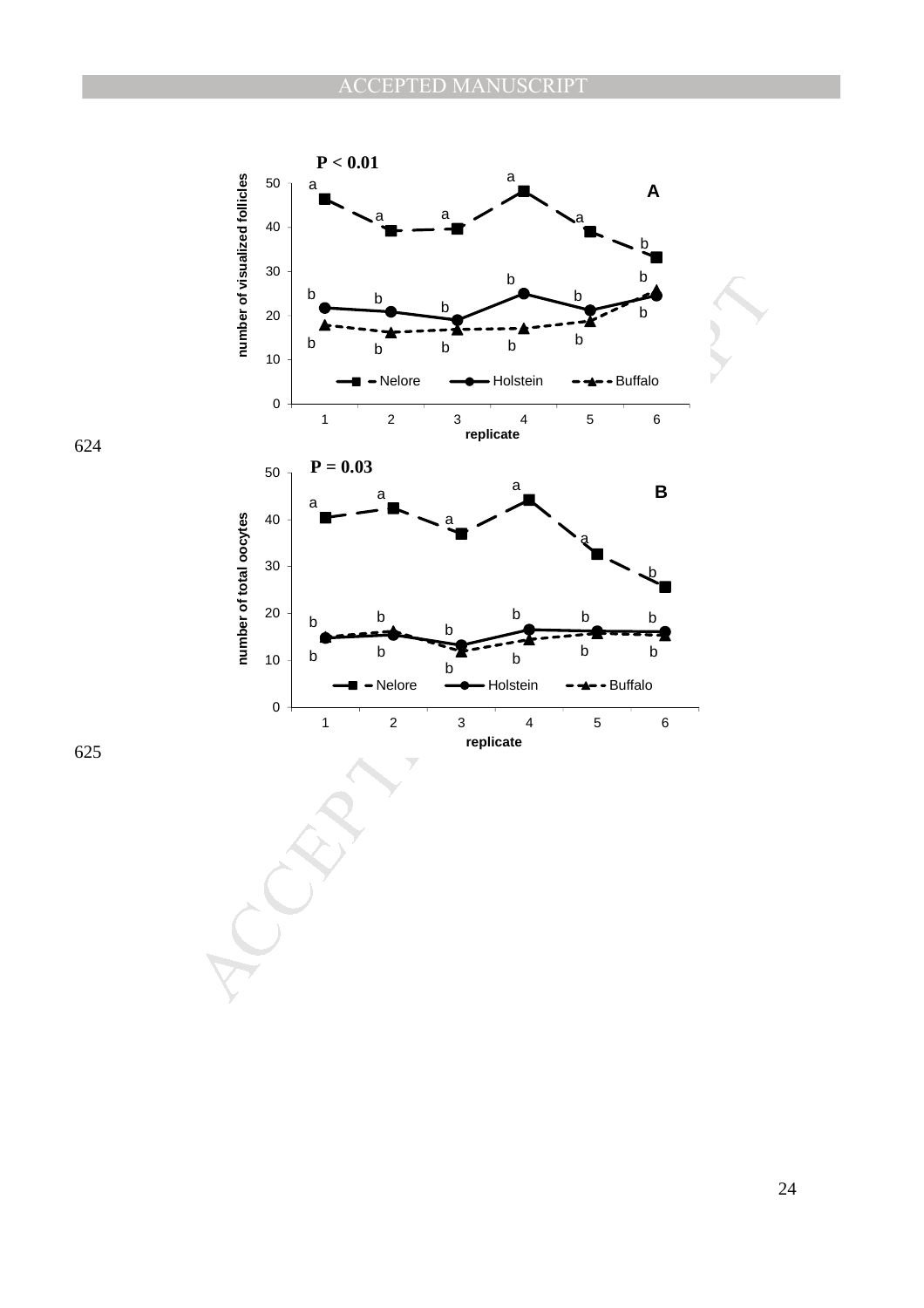**P < 0.01**

**A**

number of visualized follicles

replicate

Nelore — Holstein — Buffalo

**P = 0.03**

**B**

number of total oocytes

replicate

Nelore — Holstein — Buffalo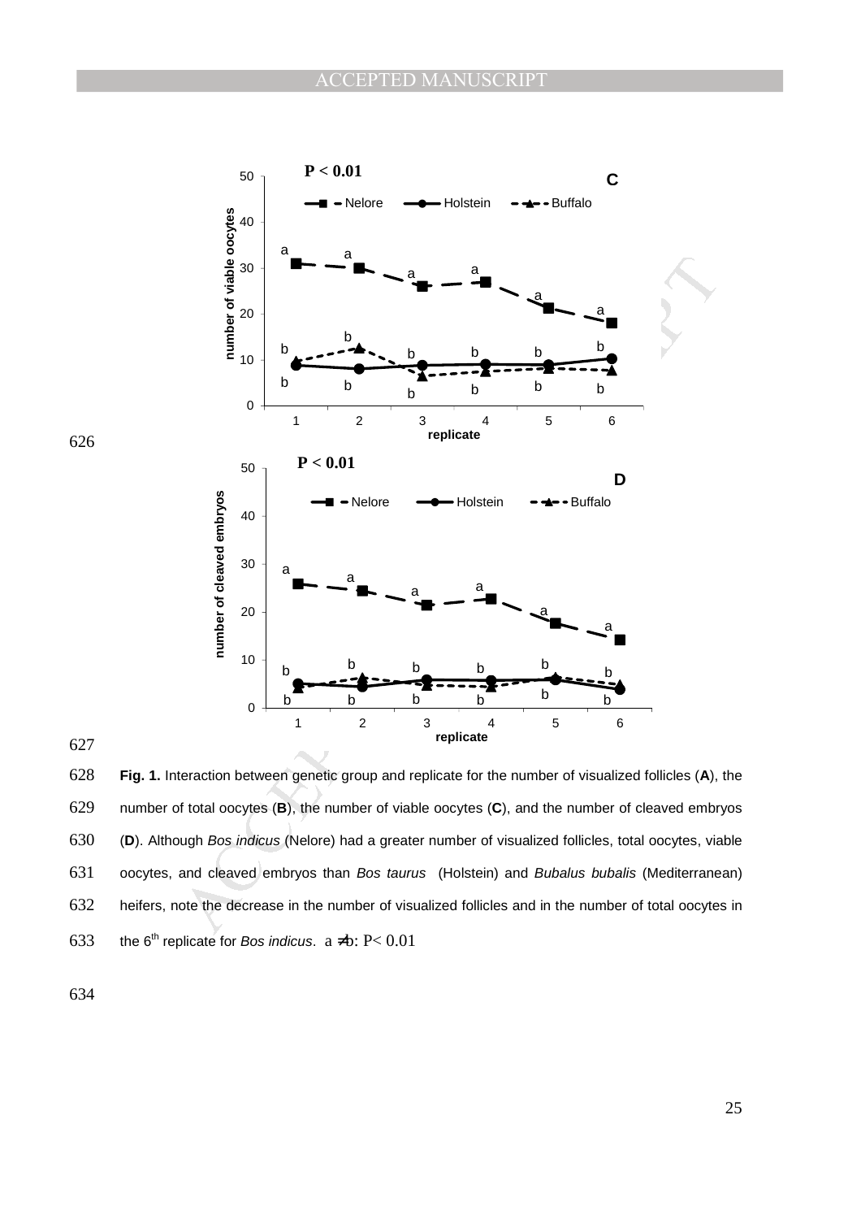P < 0.01

C

Nelore Holstein Buffalo

number of viable oocytes

50
40
30
20
10
0

1 2 3 4 5 6

replicate

a a a a a a
b b b b b b
b b b b b b

P < 0.01

D

Nelore Holstein Buffalo

number of cleaved embryos

50
40
30
20
10
0

1 2 3 4 5 6

replicate

a a a a a a
b b b b b b
b b b b b b

**Fig. 1.** Interaction between genetic group and replicate for the number of visualized follicles (**A**), the number of total oocytes (**B**), the number of viable oocytes (**C**), and the number of cleaved embryos (**D**). Although *Bos indicus* (Nelore) had a greater number of visualized follicles, total oocytes, viable oocytes, and cleaved embryos than *Bos taurus* (Holstein) and *Bubalus bubalis* (Mediterranean) heifers, note the decrease in the number of visualized follicles and in the number of total oocytes in the 6th replicate for *Bos indicus*. a ≠ b: $P < 0.01$